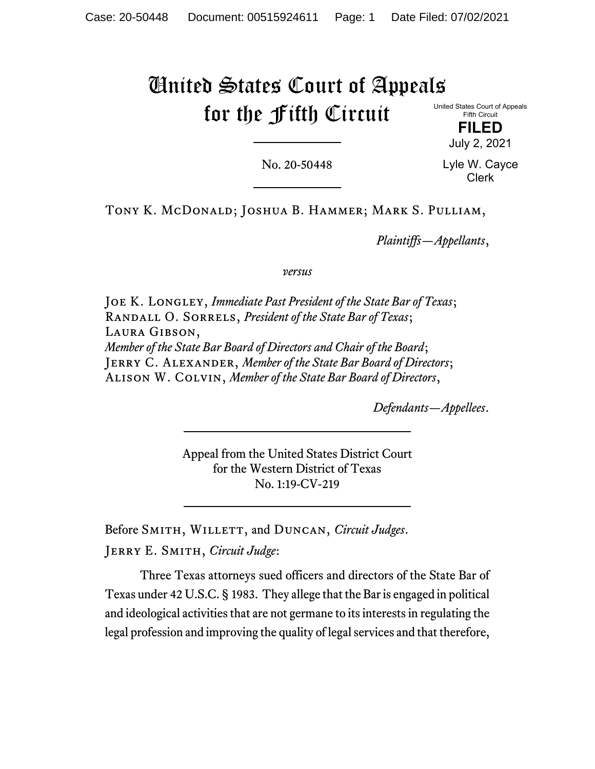# United States Court of Appeals for the Fifth Circuit

United States Court of Appeals
Fifth Circuit

**FILED**

July 2, 2021

Lyle W. Cayce
Clerk

No. 20-50448

Tony K. McDonald; Joshua B. Hammer; Mark S. Pulliam,

*Plaintiffs—Appellants*,

*versus*

Joe K. Longley, *Immediate Past President of the State Bar of Texas*; Randall O. Sorrels, *President of the State Bar of Texas*; Laura Gibson, *Member of the State Bar Board of Directors and Chair of the Board*; Jerry C. Alexander, *Member of the State Bar Board of Directors*; Alison W. Colvin, *Member of the State Bar Board of Directors*,

*Defendants—Appellees*.

Appeal from the United States District Court
for the Western District of Texas
No. 1:19-CV-219

Before Smith, Willett, and Duncan, *Circuit Judges*.

Jerry E. Smith, *Circuit Judge*:

Three Texas attorneys sued officers and directors of the State Bar of Texas under 42 U.S.C. § 1983. They allege that the Bar is engaged in political and ideological activities that are not germane to its interests in regulating the legal profession and improving the quality of legal services and that therefore,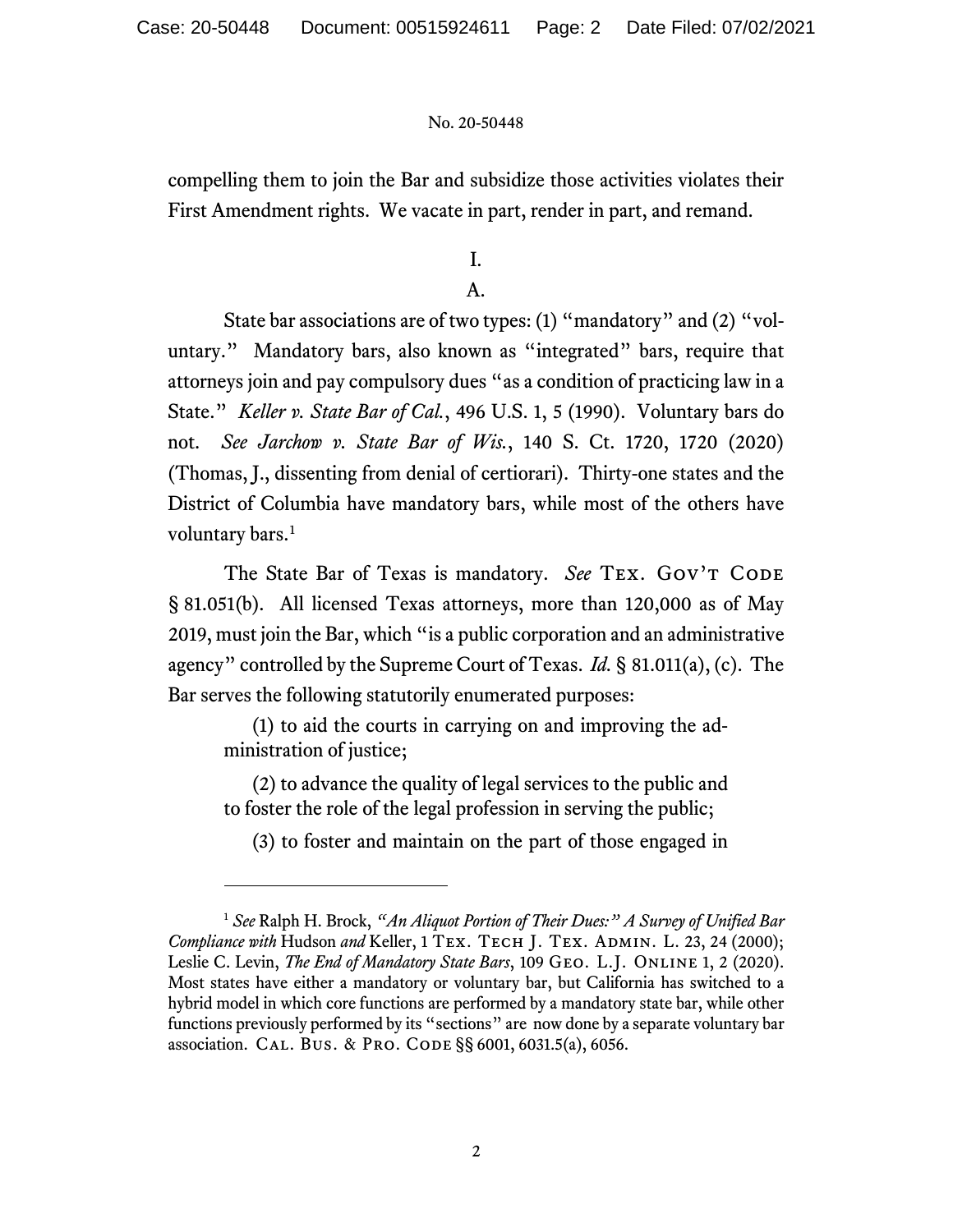compelling them to join the Bar and subsidize those activities violates their First Amendment rights. We vacate in part, render in part, and remand.

## I.

### A.

State bar associations are of two types: (1) "mandatory" and (2) "voluntary." Mandatory bars, also known as "integrated" bars, require that attorneys join and pay compulsory dues "as a condition of practicing law in a State." *Keller v. State Bar of Cal.*, 496 U.S. 1, 5 (1990). Voluntary bars do not. *See Jarchow v. State Bar of Wis.*, 140 S. Ct. 1720, 1720 (2020) (Thomas, J., dissenting from denial of certiorari). Thirty-one states and the District of Columbia have mandatory bars, while most of the others have voluntary bars.[1]

The State Bar of Texas is mandatory. *See* TEX. GOV'T CODE § 81.051(b). All licensed Texas attorneys, more than 120,000 as of May 2019, must join the Bar, which "is a public corporation and an administrative agency" controlled by the Supreme Court of Texas. *Id.* § 81.011(a), (c). The Bar serves the following statutorily enumerated purposes:

> (1) to aid the courts in carrying on and improving the administration of justice;
>
> (2) to advance the quality of legal services to the public and to foster the role of the legal profession in serving the public;
>
> (3) to foster and maintain on the part of those engaged in

---

[1] *See* Ralph H. Brock, *"An Aliquot Portion of Their Dues:" A Survey of Unified Bar Compliance with* Hudson *and* Keller, 1 TEX. TECH J. TEX. ADMIN. L. 23, 24 (2000); Leslie C. Levin, *The End of Mandatory State Bars*, 109 GEO. L.J. ONLINE 1, 2 (2020). Most states have either a mandatory or voluntary bar, but California has switched to a hybrid model in which core functions are performed by a mandatory state bar, while other functions previously performed by its "sections" are now done by a separate voluntary bar association. CAL. BUS. & PRO. CODE §§ 6001, 6031.5(a), 6056.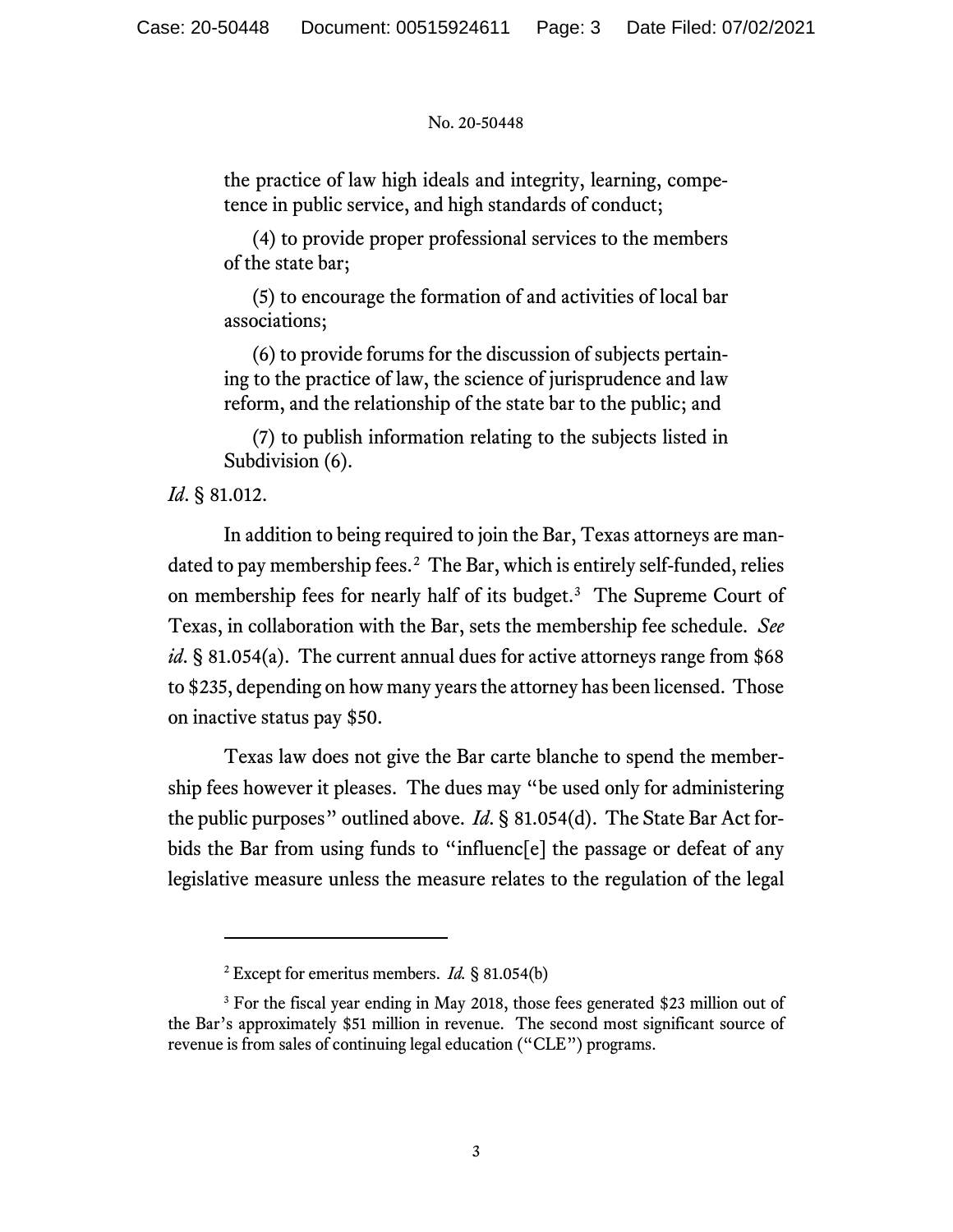> the practice of law high ideals and integrity, learning, competence in public service, and high standards of conduct;
>
> (4) to provide proper professional services to the members of the state bar;
>
> (5) to encourage the formation of and activities of local bar associations;
>
> (6) to provide forums for the discussion of subjects pertaining to the practice of law, the science of jurisprudence and law reform, and the relationship of the state bar to the public; and
>
> (7) to publish information relating to the subjects listed in Subdivision (6).

*Id.* § 81.012.

In addition to being required to join the Bar, Texas attorneys are mandated to pay membership fees.[2] The Bar, which is entirely self-funded, relies on membership fees for nearly half of its budget.[3] The Supreme Court of Texas, in collaboration with the Bar, sets the membership fee schedule. *See id.* § 81.054(a). The current annual dues for active attorneys range from $68 to $235, depending on how many years the attorney has been licensed. Those on inactive status pay $50.

Texas law does not give the Bar carte blanche to spend the membership fees however it pleases. The dues may "be used only for administering the public purposes" outlined above. *Id.* § 81.054(d). The State Bar Act forbids the Bar from using funds to "influenc[e] the passage or defeat of any legislative measure unless the measure relates to the regulation of the legal

---

[2] Except for emeritus members. *Id.* § 81.054(b)

[3] For the fiscal year ending in May 2018, those fees generated $23 million out of the Bar's approximately $51 million in revenue. The second most significant source of revenue is from sales of continuing legal education ("CLE") programs.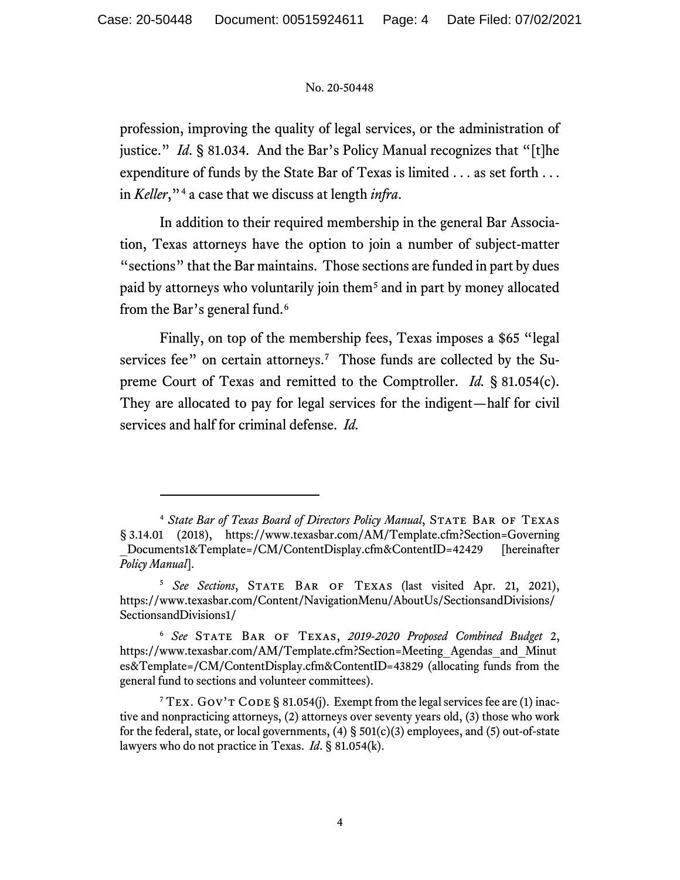profession, improving the quality of legal services, or the administration of justice." *Id*. § 81.034. And the Bar's Policy Manual recognizes that "[t]he expenditure of funds by the State Bar of Texas is limited . . . as set forth . . . in *Keller*,"[4] a case that we discuss at length *infra*.

In addition to their required membership in the general Bar Association, Texas attorneys have the option to join a number of subject-matter "sections" that the Bar maintains. Those sections are funded in part by dues paid by attorneys who voluntarily join them[5] and in part by money allocated from the Bar's general fund.[6]

Finally, on top of the membership fees, Texas imposes a $65 "legal services fee" on certain attorneys.[7] Those funds are collected by the Supreme Court of Texas and remitted to the Comptroller. *Id.* § 81.054(c). They are allocated to pay for legal services for the indigent—half for civil services and half for criminal defense. *Id.*

---

[4] *State Bar of Texas Board of Directors Policy Manual*, State Bar of Texas § 3.14.01 (2018), https://www.texasbar.com/AM/Template.cfm?Section=Governing_Documents1&Template=/CM/ContentDisplay.cfm&ContentID=42429 [hereinafter *Policy Manual*].

[5] *See Sections*, State Bar of Texas (last visited Apr. 21, 2021), https://www.texasbar.com/Content/NavigationMenu/AboutUs/SectionsandDivisions/SectionsandDivisions1/

[6] *See* State Bar of Texas, *2019-2020 Proposed Combined Budget* 2, https://www.texasbar.com/AM/Template.cfm?Section=Meeting_Agendas_and_Minutes&Template=/CM/ContentDisplay.cfm&ContentID=43829 (allocating funds from the general fund to sections and volunteer committees).

[7] Tex. Gov't Code § 81.054(j). Exempt from the legal services fee are (1) inactive and nonpracticing attorneys, (2) attorneys over seventy years old, (3) those who work for the federal, state, or local governments, (4) § 501(c)(3) employees, and (5) out-of-state lawyers who do not practice in Texas. *Id*. § 81.054(k).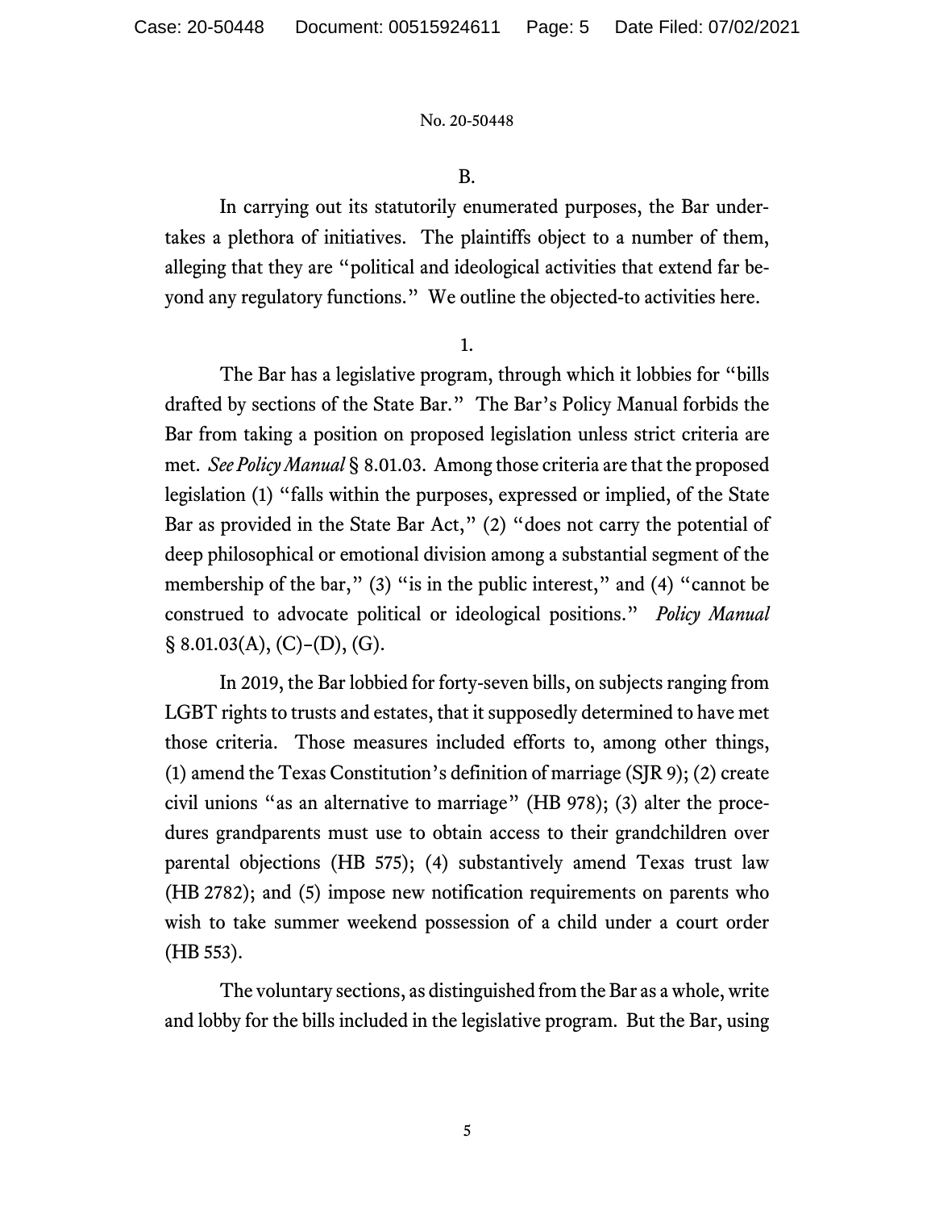B.

In carrying out its statutorily enumerated purposes, the Bar undertakes a plethora of initiatives. The plaintiffs object to a number of them, alleging that they are "political and ideological activities that extend far beyond any regulatory functions." We outline the objected-to activities here.

1.

The Bar has a legislative program, through which it lobbies for "bills drafted by sections of the State Bar." The Bar's Policy Manual forbids the Bar from taking a position on proposed legislation unless strict criteria are met. *See Policy Manual* § 8.01.03. Among those criteria are that the proposed legislation (1) "falls within the purposes, expressed or implied, of the State Bar as provided in the State Bar Act," (2) "does not carry the potential of deep philosophical or emotional division among a substantial segment of the membership of the bar," (3) "is in the public interest," and (4) "cannot be construed to advocate political or ideological positions." *Policy Manual* § 8.01.03(A), (C)–(D), (G).

In 2019, the Bar lobbied for forty-seven bills, on subjects ranging from LGBT rights to trusts and estates, that it supposedly determined to have met those criteria. Those measures included efforts to, among other things, (1) amend the Texas Constitution's definition of marriage (SJR 9); (2) create civil unions "as an alternative to marriage" (HB 978); (3) alter the procedures grandparents must use to obtain access to their grandchildren over parental objections (HB 575); (4) substantively amend Texas trust law (HB 2782); and (5) impose new notification requirements on parents who wish to take summer weekend possession of a child under a court order (HB 553).

The voluntary sections, as distinguished from the Bar as a whole, write and lobby for the bills included in the legislative program. But the Bar, using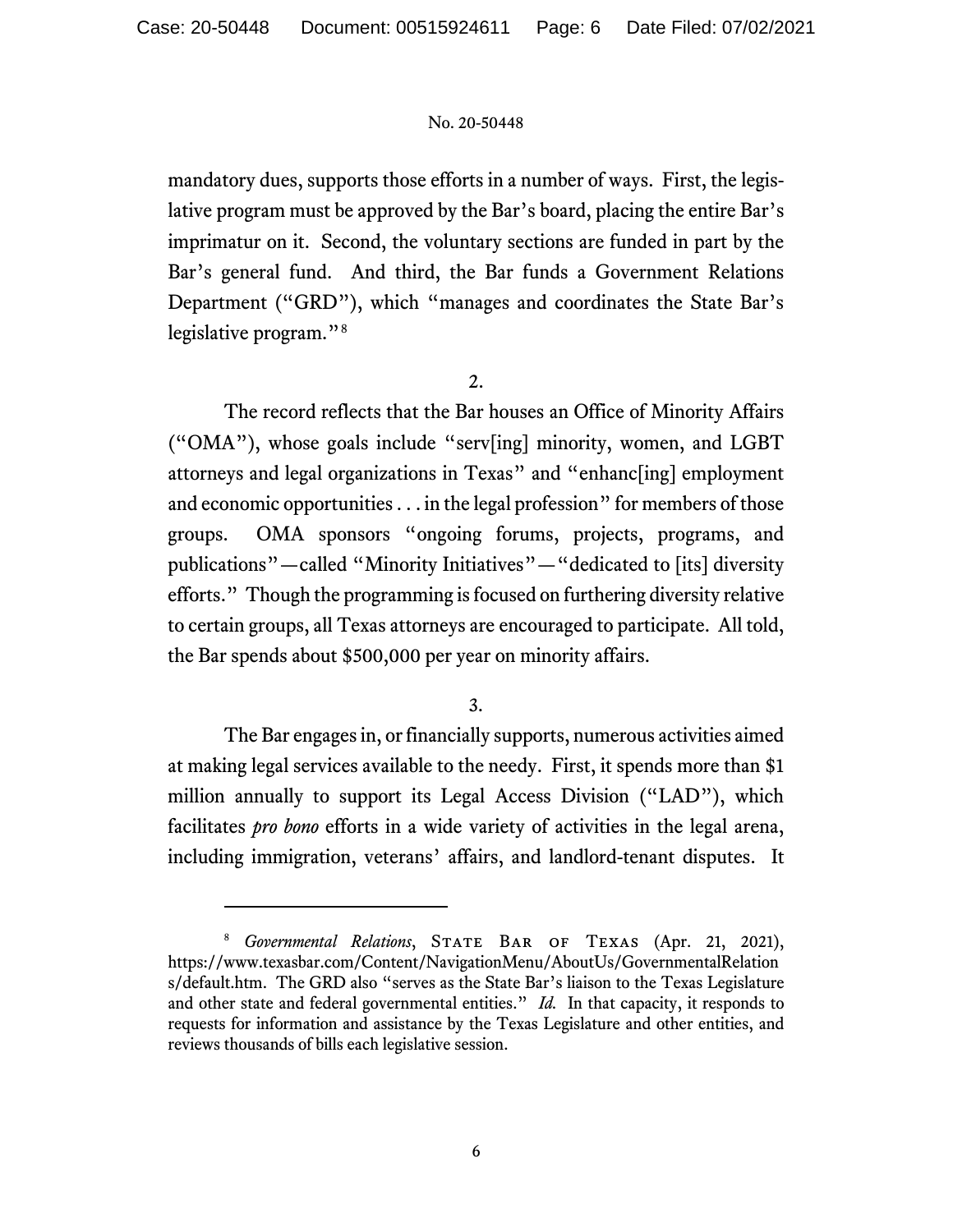mandatory dues, supports those efforts in a number of ways. First, the legislative program must be approved by the Bar's board, placing the entire Bar's imprimatur on it. Second, the voluntary sections are funded in part by the Bar's general fund. And third, the Bar funds a Government Relations Department ("GRD"), which "manages and coordinates the State Bar's legislative program."[8]

2.

The record reflects that the Bar houses an Office of Minority Affairs ("OMA"), whose goals include "serv[ing] minority, women, and LGBT attorneys and legal organizations in Texas" and "enhanc[ing] employment and economic opportunities . . . in the legal profession" for members of those groups. OMA sponsors "ongoing forums, projects, programs, and publications"—called "Minority Initiatives"—"dedicated to [its] diversity efforts." Though the programming is focused on furthering diversity relative to certain groups, all Texas attorneys are encouraged to participate. All told, the Bar spends about $500,000 per year on minority affairs.

3.

The Bar engages in, or financially supports, numerous activities aimed at making legal services available to the needy. First, it spends more than $1 million annually to support its Legal Access Division ("LAD"), which facilitates *pro bono* efforts in a wide variety of activities in the legal arena, including immigration, veterans' affairs, and landlord-tenant disputes. It

---

[8] *Governmental Relations*, State Bar of Texas (Apr. 21, 2021), https://www.texasbar.com/Content/NavigationMenu/AboutUs/GovernmentalRelations/default.htm. The GRD also "serves as the State Bar's liaison to the Texas Legislature and other state and federal governmental entities." *Id.* In that capacity, it responds to requests for information and assistance by the Texas Legislature and other entities, and reviews thousands of bills each legislative session.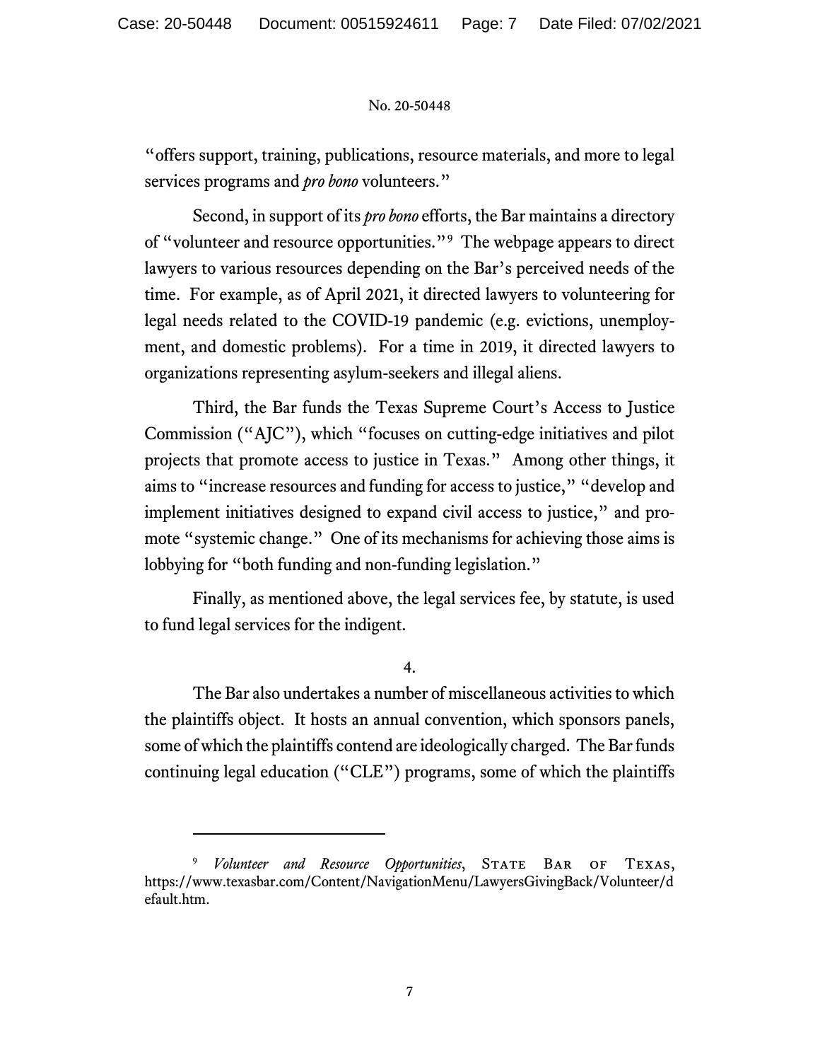"offers support, training, publications, resource materials, and more to legal services programs and *pro bono* volunteers."

Second, in support of its *pro bono* efforts, the Bar maintains a directory of "volunteer and resource opportunities."[9] The webpage appears to direct lawyers to various resources depending on the Bar's perceived needs of the time. For example, as of April 2021, it directed lawyers to volunteering for legal needs related to the COVID-19 pandemic (e.g. evictions, unemployment, and domestic problems). For a time in 2019, it directed lawyers to organizations representing asylum-seekers and illegal aliens.

Third, the Bar funds the Texas Supreme Court's Access to Justice Commission ("AJC"), which "focuses on cutting-edge initiatives and pilot projects that promote access to justice in Texas." Among other things, it aims to "increase resources and funding for access to justice," "develop and implement initiatives designed to expand civil access to justice," and promote "systemic change." One of its mechanisms for achieving those aims is lobbying for "both funding and non-funding legislation."

Finally, as mentioned above, the legal services fee, by statute, is used to fund legal services for the indigent.

4.

The Bar also undertakes a number of miscellaneous activities to which the plaintiffs object. It hosts an annual convention, which sponsors panels, some of which the plaintiffs contend are ideologically charged. The Bar funds continuing legal education ("CLE") programs, some of which the plaintiffs

---

[9] *Volunteer and Resource Opportunities*, State Bar of Texas, https://www.texasbar.com/Content/NavigationMenu/LawyersGivingBack/Volunteer/default.htm.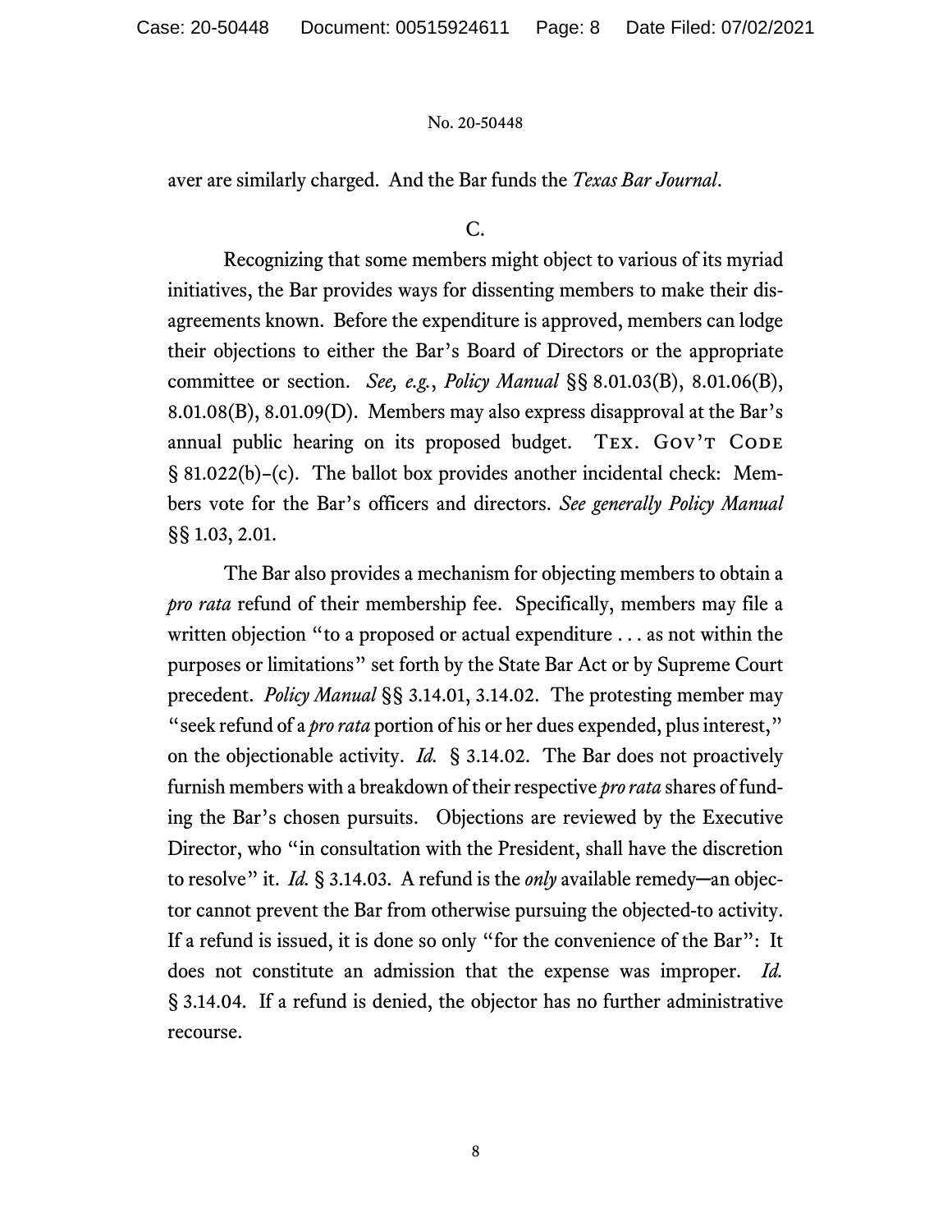aver are similarly charged. And the Bar funds the *Texas Bar Journal*.

C.

Recognizing that some members might object to various of its myriad initiatives, the Bar provides ways for dissenting members to make their disagreements known. Before the expenditure is approved, members can lodge their objections to either the Bar's Board of Directors or the appropriate committee or section. *See, e.g.*, *Policy Manual* §§ 8.01.03(B), 8.01.06(B), 8.01.08(B), 8.01.09(D). Members may also express disapproval at the Bar's annual public hearing on its proposed budget. TEX. GOV'T CODE § 81.022(b)–(c). The ballot box provides another incidental check: Members vote for the Bar's officers and directors. *See generally Policy Manual* §§ 1.03, 2.01.

The Bar also provides a mechanism for objecting members to obtain a *pro rata* refund of their membership fee. Specifically, members may file a written objection "to a proposed or actual expenditure . . . as not within the purposes or limitations" set forth by the State Bar Act or by Supreme Court precedent. *Policy Manual* §§ 3.14.01, 3.14.02. The protesting member may "seek refund of a *pro rata* portion of his or her dues expended, plus interest," on the objectionable activity. *Id.* § 3.14.02. The Bar does not proactively furnish members with a breakdown of their respective *pro rata* shares of funding the Bar's chosen pursuits. Objections are reviewed by the Executive Director, who "in consultation with the President, shall have the discretion to resolve" it. *Id.* § 3.14.03. A refund is the *only* available remedy—an objector cannot prevent the Bar from otherwise pursuing the objected-to activity. If a refund is issued, it is done so only "for the convenience of the Bar": It does not constitute an admission that the expense was improper. *Id.* § 3.14.04. If a refund is denied, the objector has no further administrative recourse.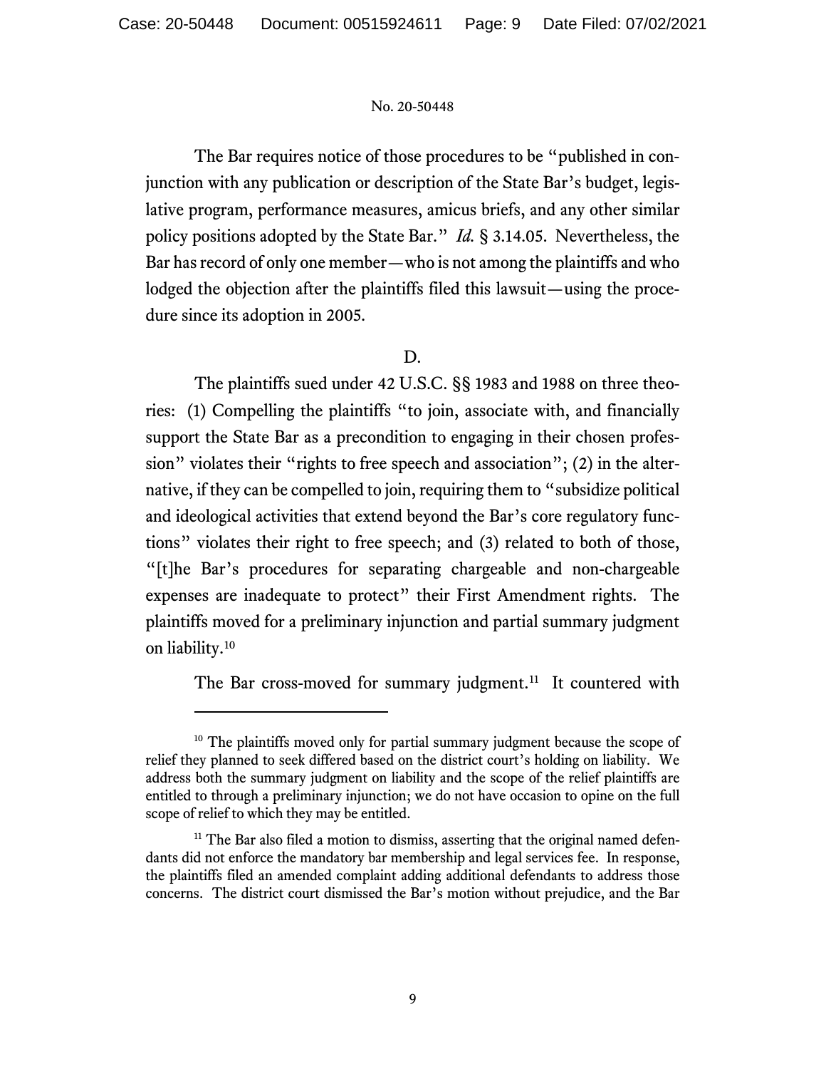The Bar requires notice of those procedures to be "published in conjunction with any publication or description of the State Bar's budget, legislative program, performance measures, amicus briefs, and any other similar policy positions adopted by the State Bar." *Id.* § 3.14.05. Nevertheless, the Bar has record of only one member—who is not among the plaintiffs and who lodged the objection after the plaintiffs filed this lawsuit—using the procedure since its adoption in 2005.

D.

The plaintiffs sued under 42 U.S.C. §§ 1983 and 1988 on three theories: (1) Compelling the plaintiffs "to join, associate with, and financially support the State Bar as a precondition to engaging in their chosen profession" violates their "rights to free speech and association"; (2) in the alternative, if they can be compelled to join, requiring them to "subsidize political and ideological activities that extend beyond the Bar's core regulatory functions" violates their right to free speech; and (3) related to both of those, "[t]he Bar's procedures for separating chargeable and non-chargeable expenses are inadequate to protect" their First Amendment rights. The plaintiffs moved for a preliminary injunction and partial summary judgment on liability.[10]

The Bar cross-moved for summary judgment.[11] It countered with

---

[10] The plaintiffs moved only for partial summary judgment because the scope of relief they planned to seek differed based on the district court's holding on liability. We address both the summary judgment on liability and the scope of the relief plaintiffs are entitled to through a preliminary injunction; we do not have occasion to opine on the full scope of relief to which they may be entitled.

[11] The Bar also filed a motion to dismiss, asserting that the original named defendants did not enforce the mandatory bar membership and legal services fee. In response, the plaintiffs filed an amended complaint adding additional defendants to address those concerns. The district court dismissed the Bar's motion without prejudice, and the Bar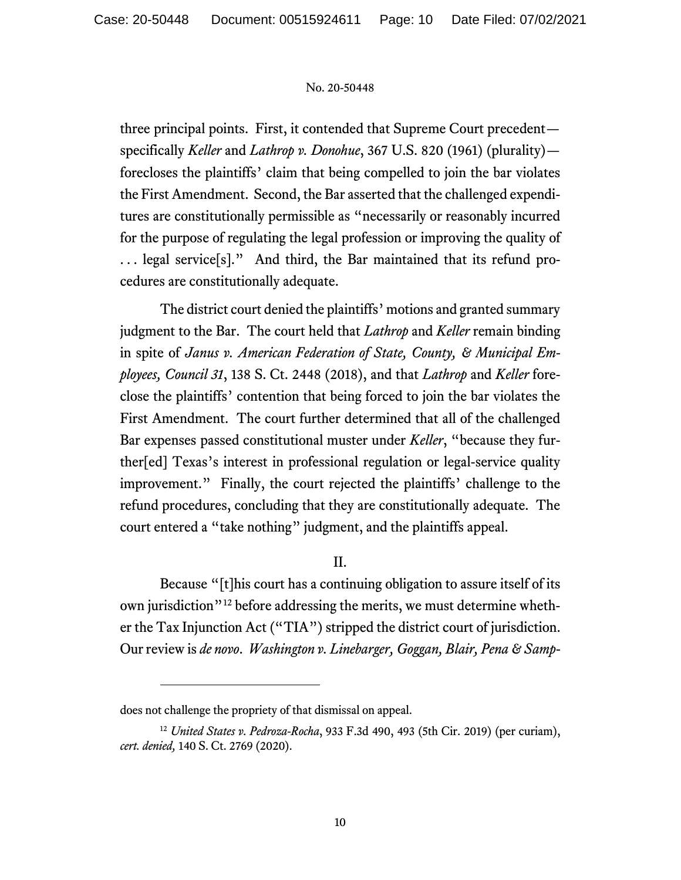three principal points. First, it contended that Supreme Court precedent—specifically *Keller* and *Lathrop v. Donohue*, 367 U.S. 820 (1961) (plurality)—forecloses the plaintiffs' claim that being compelled to join the bar violates the First Amendment. Second, the Bar asserted that the challenged expenditures are constitutionally permissible as "necessarily or reasonably incurred for the purpose of regulating the legal profession or improving the quality of . . . legal service[s]." And third, the Bar maintained that its refund procedures are constitutionally adequate.

The district court denied the plaintiffs' motions and granted summary judgment to the Bar. The court held that *Lathrop* and *Keller* remain binding in spite of *Janus v. American Federation of State, County, & Municipal Employees, Council 31*, 138 S. Ct. 2448 (2018), and that *Lathrop* and *Keller* foreclose the plaintiffs' contention that being forced to join the bar violates the First Amendment. The court further determined that all of the challenged Bar expenses passed constitutional muster under *Keller*, "because they further[ed] Texas's interest in professional regulation or legal-service quality improvement." Finally, the court rejected the plaintiffs' challenge to the refund procedures, concluding that they are constitutionally adequate. The court entered a "take nothing" judgment, and the plaintiffs appeal.

## II.

Because "[t]his court has a continuing obligation to assure itself of its own jurisdiction"[12] before addressing the merits, we must determine whether the Tax Injunction Act ("TIA") stripped the district court of jurisdiction. Our review is *de novo*. *Washington v. Linebarger, Goggan, Blair, Pena & Samp-*

---

does not challenge the propriety of that dismissal on appeal.

[12] *United States v. Pedroza-Rocha*, 933 F.3d 490, 493 (5th Cir. 2019) (per curiam), *cert. denied,* 140 S. Ct. 2769 (2020).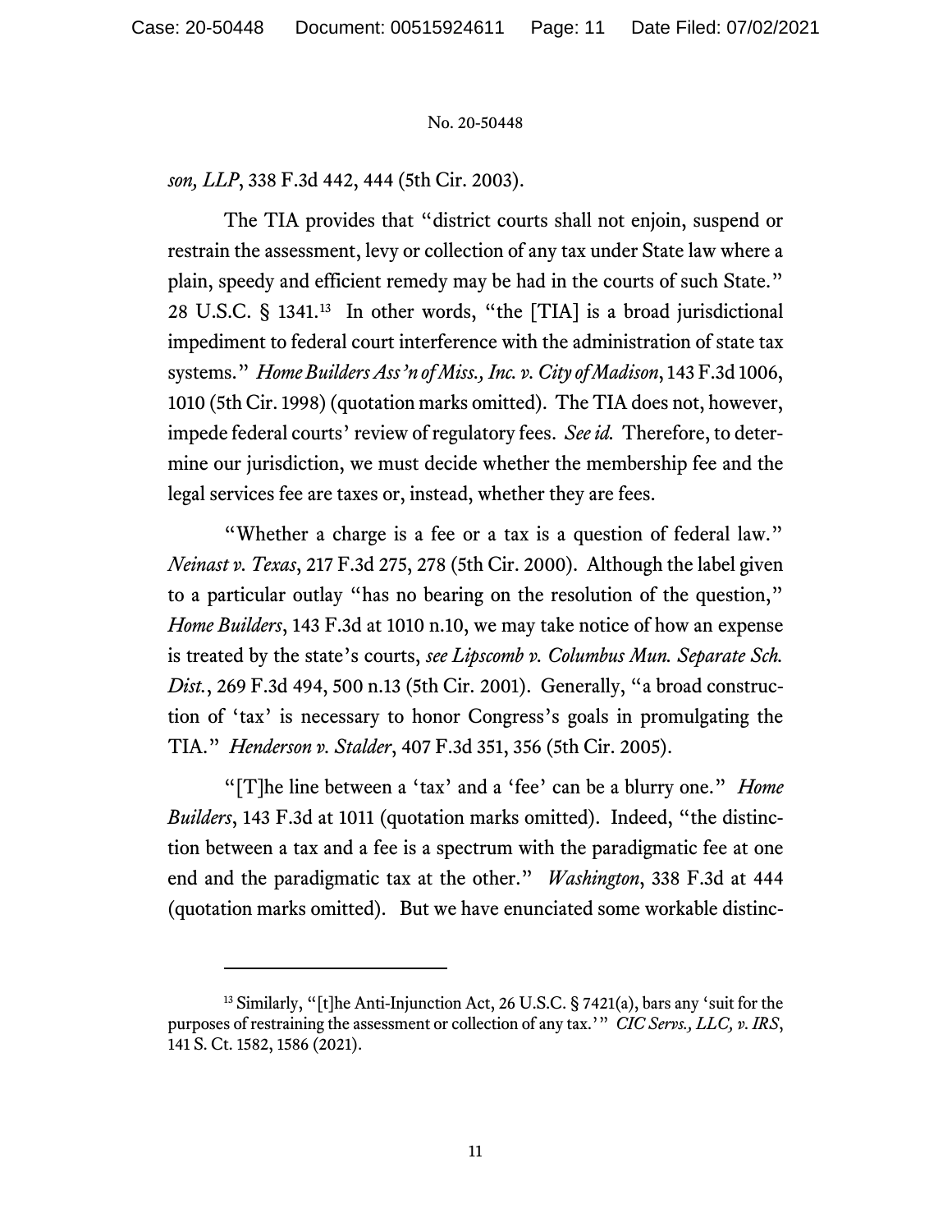*son, LLP*, 338 F.3d 442, 444 (5th Cir. 2003).

The TIA provides that "district courts shall not enjoin, suspend or restrain the assessment, levy or collection of any tax under State law where a plain, speedy and efficient remedy may be had in the courts of such State." 28 U.S.C. § 1341.[13] In other words, "the [TIA] is a broad jurisdictional impediment to federal court interference with the administration of state tax systems." *Home Builders Ass'n of Miss., Inc. v. City of Madison*, 143 F.3d 1006, 1010 (5th Cir. 1998) (quotation marks omitted). The TIA does not, however, impede federal courts' review of regulatory fees. *See id.* Therefore, to determine our jurisdiction, we must decide whether the membership fee and the legal services fee are taxes or, instead, whether they are fees.

"Whether a charge is a fee or a tax is a question of federal law." *Neinast v. Texas*, 217 F.3d 275, 278 (5th Cir. 2000). Although the label given to a particular outlay "has no bearing on the resolution of the question," *Home Builders*, 143 F.3d at 1010 n.10, we may take notice of how an expense is treated by the state's courts, *see Lipscomb v. Columbus Mun. Separate Sch. Dist.*, 269 F.3d 494, 500 n.13 (5th Cir. 2001). Generally, "a broad construction of 'tax' is necessary to honor Congress's goals in promulgating the TIA." *Henderson v. Stalder*, 407 F.3d 351, 356 (5th Cir. 2005).

"[T]he line between a 'tax' and a 'fee' can be a blurry one." *Home Builders*, 143 F.3d at 1011 (quotation marks omitted). Indeed, "the distinction between a tax and a fee is a spectrum with the paradigmatic fee at one end and the paradigmatic tax at the other." *Washington*, 338 F.3d at 444 (quotation marks omitted). But we have enunciated some workable distinc-

---

[13] Similarly, "[t]he Anti-Injunction Act, 26 U.S.C. § 7421(a), bars any 'suit for the purposes of restraining the assessment or collection of any tax.'" *CIC Servs., LLC, v. IRS*, 141 S. Ct. 1582, 1586 (2021).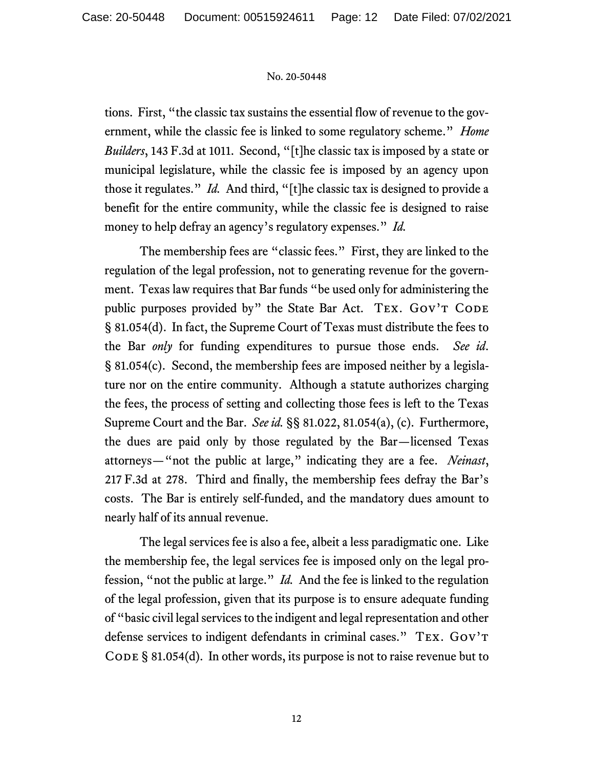tions. First, "the classic tax sustains the essential flow of revenue to the government, while the classic fee is linked to some regulatory scheme." *Home Builders*, 143 F.3d at 1011. Second, "[t]he classic tax is imposed by a state or municipal legislature, while the classic fee is imposed by an agency upon those it regulates." *Id.* And third, "[t]he classic tax is designed to provide a benefit for the entire community, while the classic fee is designed to raise money to help defray an agency's regulatory expenses." *Id.*

The membership fees are "classic fees." First, they are linked to the regulation of the legal profession, not to generating revenue for the government. Texas law requires that Bar funds "be used only for administering the public purposes provided by" the State Bar Act. TEX. GOV'T CODE § 81.054(d). In fact, the Supreme Court of Texas must distribute the fees to the Bar *only* for funding expenditures to pursue those ends. *See id*. § 81.054(c). Second, the membership fees are imposed neither by a legislature nor on the entire community. Although a statute authorizes charging the fees, the process of setting and collecting those fees is left to the Texas Supreme Court and the Bar. *See id.* §§ 81.022, 81.054(a), (c). Furthermore, the dues are paid only by those regulated by the Bar—licensed Texas attorneys—"not the public at large," indicating they are a fee. *Neinast*, 217 F.3d at 278. Third and finally, the membership fees defray the Bar's costs. The Bar is entirely self-funded, and the mandatory dues amount to nearly half of its annual revenue.

The legal services fee is also a fee, albeit a less paradigmatic one. Like the membership fee, the legal services fee is imposed only on the legal profession, "not the public at large." *Id.* And the fee is linked to the regulation of the legal profession, given that its purpose is to ensure adequate funding of "basic civil legal services to the indigent and legal representation and other defense services to indigent defendants in criminal cases." TEX. GOV'T CODE § 81.054(d). In other words, its purpose is not to raise revenue but to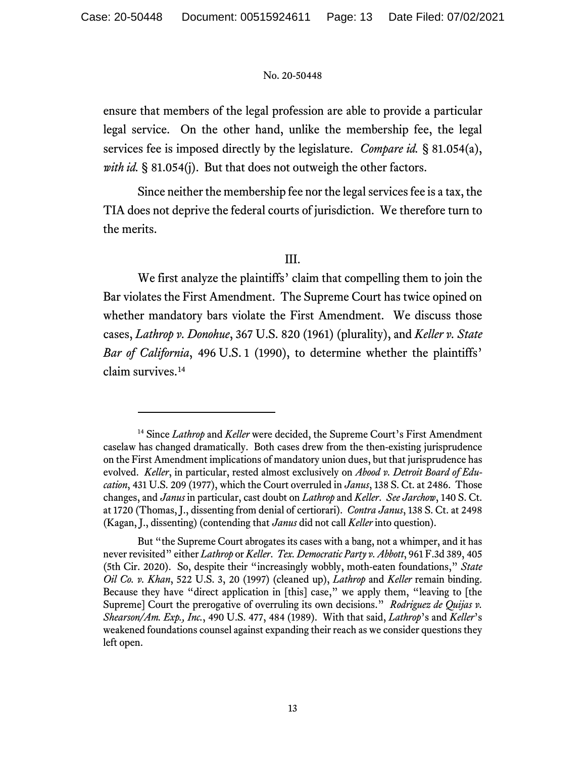ensure that members of the legal profession are able to provide a particular legal service. On the other hand, unlike the membership fee, the legal services fee is imposed directly by the legislature. *Compare id.* § 81.054(a), *with id.* § 81.054(j). But that does not outweigh the other factors.

Since neither the membership fee nor the legal services fee is a tax, the TIA does not deprive the federal courts of jurisdiction. We therefore turn to the merits.

## III.

We first analyze the plaintiffs' claim that compelling them to join the Bar violates the First Amendment. The Supreme Court has twice opined on whether mandatory bars violate the First Amendment. We discuss those cases, *Lathrop v. Donohue*, 367 U.S. 820 (1961) (plurality), and *Keller v. State Bar of California*, 496 U.S. 1 (1990), to determine whether the plaintiffs' claim survives.[14]

---

[14] Since *Lathrop* and *Keller* were decided, the Supreme Court's First Amendment caselaw has changed dramatically. Both cases drew from the then-existing jurisprudence on the First Amendment implications of mandatory union dues, but that jurisprudence has evolved. *Keller*, in particular, rested almost exclusively on *Abood v. Detroit Board of Education*, 431 U.S. 209 (1977), which the Court overruled in *Janus*, 138 S. Ct. at 2486. Those changes, and *Janus* in particular, cast doubt on *Lathrop* and *Keller*. *See Jarchow*, 140 S. Ct. at 1720 (Thomas, J., dissenting from denial of certiorari). *Contra Janus*, 138 S. Ct. at 2498 (Kagan, J., dissenting) (contending that *Janus* did not call *Keller* into question).

But "the Supreme Court abrogates its cases with a bang, not a whimper, and it has never revisited" either *Lathrop* or *Keller*. *Tex. Democratic Party v. Abbott*, 961 F.3d 389, 405 (5th Cir. 2020). So, despite their "increasingly wobbly, moth-eaten foundations," *State Oil Co. v. Khan*, 522 U.S. 3, 20 (1997) (cleaned up), *Lathrop* and *Keller* remain binding. Because they have "direct application in [this] case," we apply them, "leaving to [the Supreme] Court the prerogative of overruling its own decisions." *Rodriguez de Quijas v. Shearson/Am. Exp., Inc.*, 490 U.S. 477, 484 (1989). With that said, *Lathrop*'s and *Keller*'s weakened foundations counsel against expanding their reach as we consider questions they left open.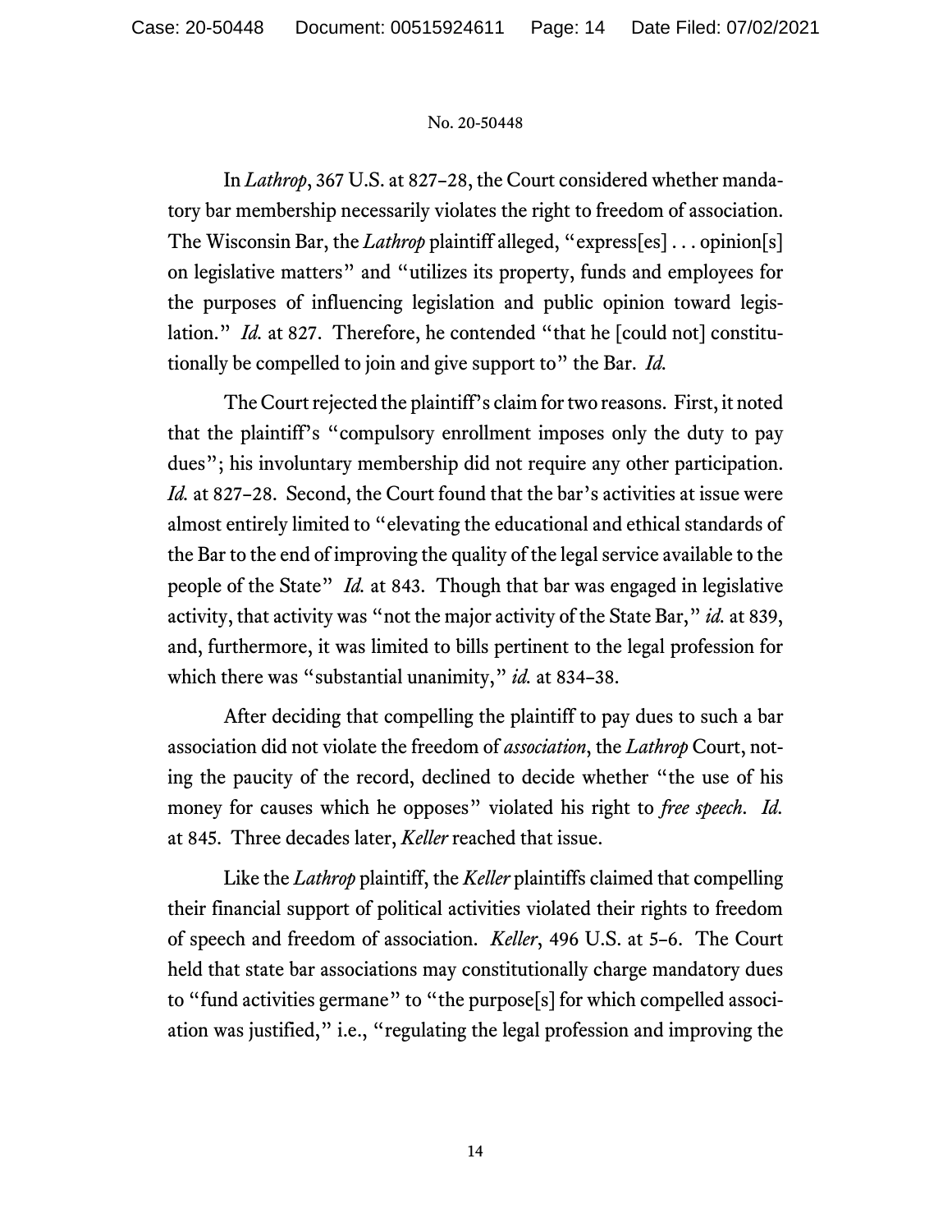In *Lathrop*, 367 U.S. at 827–28, the Court considered whether mandatory bar membership necessarily violates the right to freedom of association. The Wisconsin Bar, the *Lathrop* plaintiff alleged, "express[es] . . . opinion[s] on legislative matters" and "utilizes its property, funds and employees for the purposes of influencing legislation and public opinion toward legislation." *Id.* at 827. Therefore, he contended "that he [could not] constitutionally be compelled to join and give support to" the Bar. *Id.*

The Court rejected the plaintiff's claim for two reasons. First, it noted that the plaintiff's "compulsory enrollment imposes only the duty to pay dues"; his involuntary membership did not require any other participation. *Id.* at 827–28. Second, the Court found that the bar's activities at issue were almost entirely limited to "elevating the educational and ethical standards of the Bar to the end of improving the quality of the legal service available to the people of the State" *Id.* at 843. Though that bar was engaged in legislative activity, that activity was "not the major activity of the State Bar," *id.* at 839, and, furthermore, it was limited to bills pertinent to the legal profession for which there was "substantial unanimity," *id.* at 834–38.

After deciding that compelling the plaintiff to pay dues to such a bar association did not violate the freedom of *association*, the *Lathrop* Court, noting the paucity of the record, declined to decide whether "the use of his money for causes which he opposes" violated his right to *free speech*. *Id.* at 845. Three decades later, *Keller* reached that issue.

Like the *Lathrop* plaintiff, the *Keller* plaintiffs claimed that compelling their financial support of political activities violated their rights to freedom of speech and freedom of association. *Keller*, 496 U.S. at 5–6. The Court held that state bar associations may constitutionally charge mandatory dues to "fund activities germane" to "the purpose[s] for which compelled association was justified," i.e., "regulating the legal profession and improving the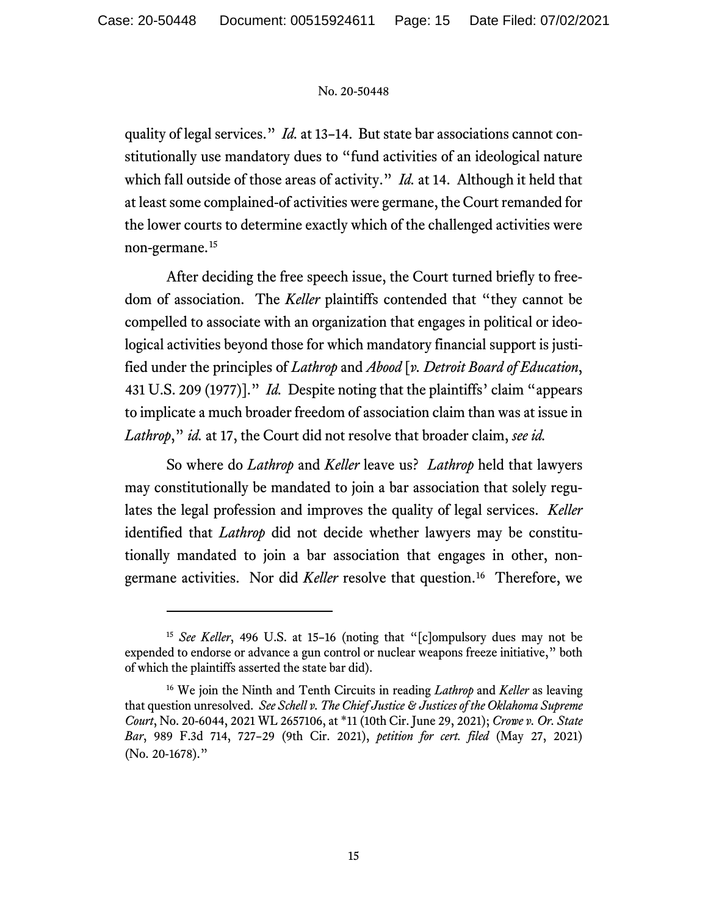quality of legal services." *Id.* at 13–14. But state bar associations cannot constitutionally use mandatory dues to "fund activities of an ideological nature which fall outside of those areas of activity." *Id.* at 14. Although it held that at least some complained-of activities were germane, the Court remanded for the lower courts to determine exactly which of the challenged activities were non-germane.[15]

After deciding the free speech issue, the Court turned briefly to freedom of association. The *Keller* plaintiffs contended that "they cannot be compelled to associate with an organization that engages in political or ideological activities beyond those for which mandatory financial support is justified under the principles of *Lathrop* and *Abood* [*v. Detroit Board of Education*, 431 U.S. 209 (1977)]." *Id.* Despite noting that the plaintiffs' claim "appears to implicate a much broader freedom of association claim than was at issue in *Lathrop*," *id.* at 17, the Court did not resolve that broader claim, *see id.*

So where do *Lathrop* and *Keller* leave us? *Lathrop* held that lawyers may constitutionally be mandated to join a bar association that solely regulates the legal profession and improves the quality of legal services. *Keller* identified that *Lathrop* did not decide whether lawyers may be constitutionally mandated to join a bar association that engages in other, non-germane activities. Nor did *Keller* resolve that question.[16] Therefore, we

---

[15] *See Keller*, 496 U.S. at 15–16 (noting that "[c]ompulsory dues may not be expended to endorse or advance a gun control or nuclear weapons freeze initiative," both of which the plaintiffs asserted the state bar did).

[16] We join the Ninth and Tenth Circuits in reading *Lathrop* and *Keller* as leaving that question unresolved. *See Schell v. The Chief Justice & Justices of the Oklahoma Supreme Court*, No. 20-6044, 2021 WL 2657106, at *11 (10th Cir. June 29, 2021); *Crowe v. Or. State Bar*, 989 F.3d 714, 727–29 (9th Cir. 2021), *petition for cert. filed* (May 27, 2021) (No. 20-1678)."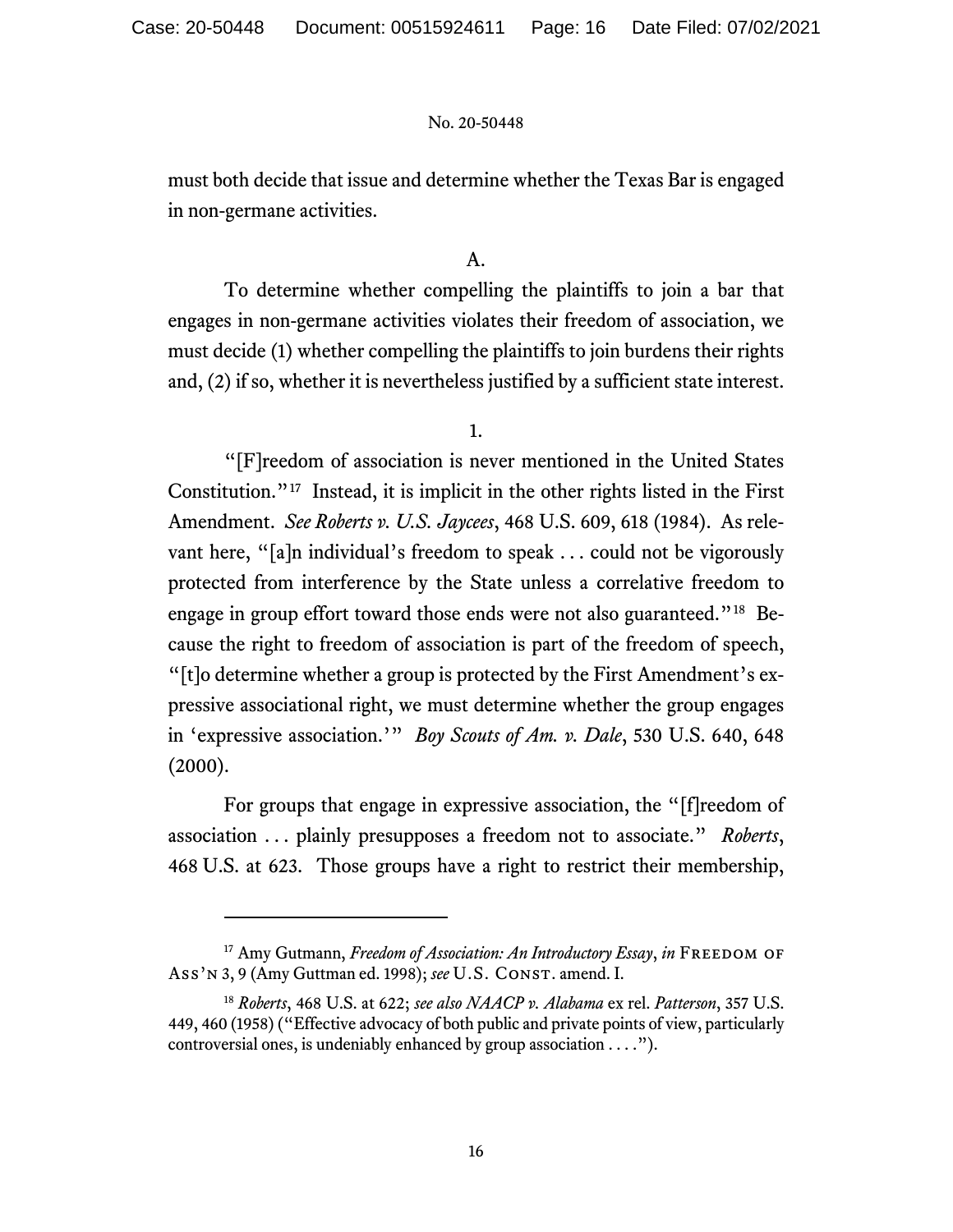must both decide that issue and determine whether the Texas Bar is engaged in non-germane activities.

### A.

To determine whether compelling the plaintiffs to join a bar that engages in non-germane activities violates their freedom of association, we must decide (1) whether compelling the plaintiffs to join burdens their rights and, (2) if so, whether it is nevertheless justified by a sufficient state interest.

#### 1.

"[F]reedom of association is never mentioned in the United States Constitution."[17] Instead, it is implicit in the other rights listed in the First Amendment. *See Roberts v. U.S. Jaycees*, 468 U.S. 609, 618 (1984). As relevant here, "[a]n individual's freedom to speak . . . could not be vigorously protected from interference by the State unless a correlative freedom to engage in group effort toward those ends were not also guaranteed."[18] Because the right to freedom of association is part of the freedom of speech, "[t]o determine whether a group is protected by the First Amendment's expressive associational right, we must determine whether the group engages in 'expressive association.'" *Boy Scouts of Am. v. Dale*, 530 U.S. 640, 648 (2000).

For groups that engage in expressive association, the "[f]reedom of association . . . plainly presupposes a freedom not to associate." *Roberts*, 468 U.S. at 623. Those groups have a right to restrict their membership,

---

[17] Amy Gutmann, *Freedom of Association: An Introductory Essay*, *in* FREEDOM OF ASS'N 3, 9 (Amy Guttman ed. 1998); *see* U.S. CONST. amend. I.

[18] *Roberts*, 468 U.S. at 622; *see also NAACP v. Alabama* ex rel. *Patterson*, 357 U.S. 449, 460 (1958) ("Effective advocacy of both public and private points of view, particularly controversial ones, is undeniably enhanced by group association . . . .").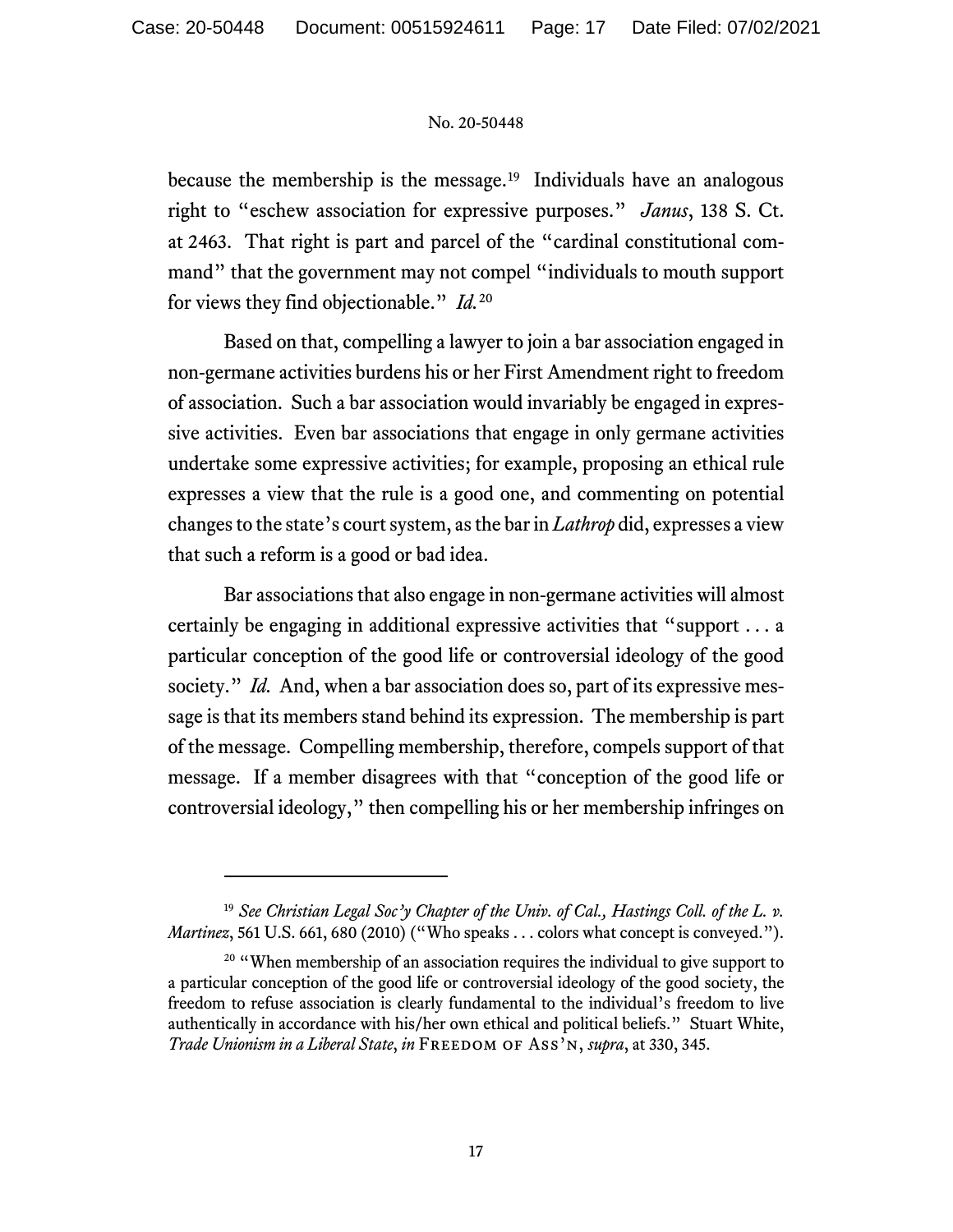because the membership is the message.[19] Individuals have an analogous right to "eschew association for expressive purposes." *Janus*, 138 S. Ct. at 2463. That right is part and parcel of the "cardinal constitutional command" that the government may not compel "individuals to mouth support for views they find objectionable." *Id.*[20]

Based on that, compelling a lawyer to join a bar association engaged in non-germane activities burdens his or her First Amendment right to freedom of association. Such a bar association would invariably be engaged in expressive activities. Even bar associations that engage in only germane activities undertake some expressive activities; for example, proposing an ethical rule expresses a view that the rule is a good one, and commenting on potential changes to the state's court system, as the bar in *Lathrop* did, expresses a view that such a reform is a good or bad idea.

Bar associations that also engage in non-germane activities will almost certainly be engaging in additional expressive activities that "support . . . a particular conception of the good life or controversial ideology of the good society." *Id.* And, when a bar association does so, part of its expressive message is that its members stand behind its expression. The membership is part of the message. Compelling membership, therefore, compels support of that message. If a member disagrees with that "conception of the good life or controversial ideology," then compelling his or her membership infringes on

---

[19] *See Christian Legal Soc'y Chapter of the Univ. of Cal., Hastings Coll. of the L. v. Martinez*, 561 U.S. 661, 680 (2010) ("Who speaks . . . colors what concept is conveyed.").

[20] "When membership of an association requires the individual to give support to a particular conception of the good life or controversial ideology of the good society, the freedom to refuse association is clearly fundamental to the individual's freedom to live authentically in accordance with his/her own ethical and political beliefs." Stuart White, *Trade Unionism in a Liberal State*, *in* Freedom of Ass'n, *supra*, at 330, 345.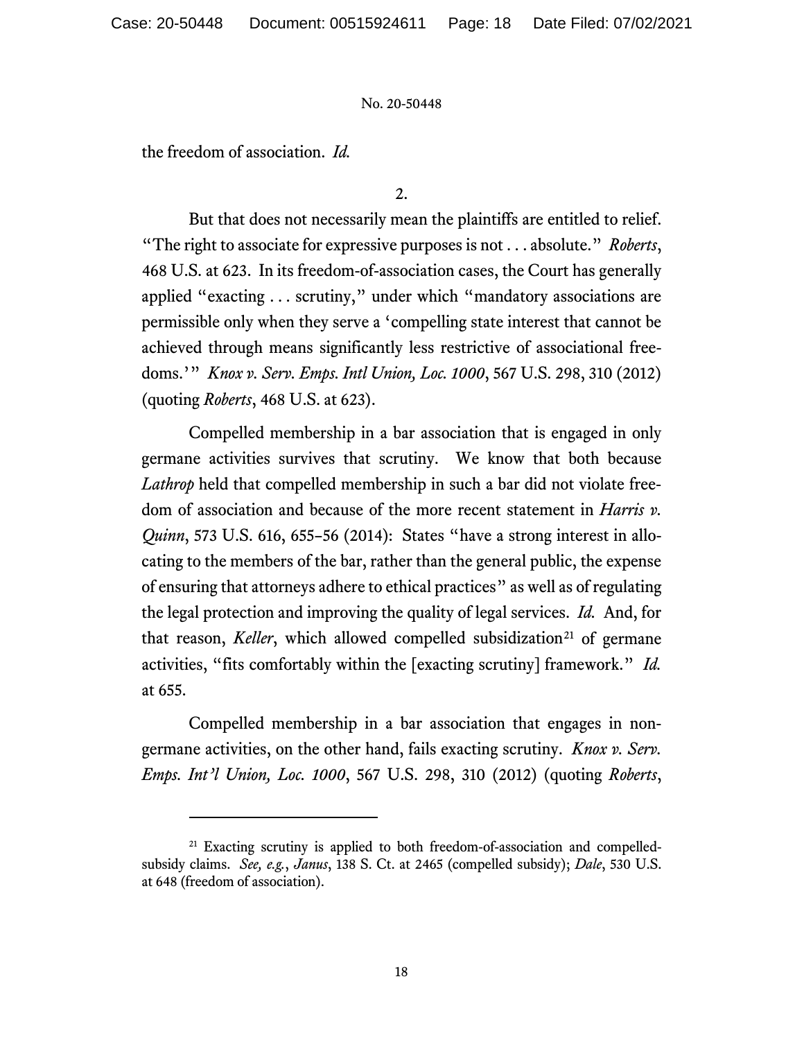the freedom of association. *Id.*

2.

But that does not necessarily mean the plaintiffs are entitled to relief. "The right to associate for expressive purposes is not . . . absolute." *Roberts*, 468 U.S. at 623. In its freedom-of-association cases, the Court has generally applied "exacting . . . scrutiny," under which "mandatory associations are permissible only when they serve a 'compelling state interest that cannot be achieved through means significantly less restrictive of associational freedoms.'" *Knox v. Serv. Emps. Intl Union, Loc. 1000*, 567 U.S. 298, 310 (2012) (quoting *Roberts*, 468 U.S. at 623).

Compelled membership in a bar association that is engaged in only germane activities survives that scrutiny. We know that both because *Lathrop* held that compelled membership in such a bar did not violate freedom of association and because of the more recent statement in *Harris v. Quinn*, 573 U.S. 616, 655–56 (2014): States "have a strong interest in allocating to the members of the bar, rather than the general public, the expense of ensuring that attorneys adhere to ethical practices" as well as of regulating the legal protection and improving the quality of legal services. *Id.* And, for that reason, *Keller*, which allowed compelled subsidization[21] of germane activities, "fits comfortably within the [exacting scrutiny] framework." *Id.* at 655.

Compelled membership in a bar association that engages in non-germane activities, on the other hand, fails exacting scrutiny. *Knox v. Serv. Emps. Int'l Union, Loc. 1000*, 567 U.S. 298, 310 (2012) (quoting *Roberts*,

[21] Exacting scrutiny is applied to both freedom-of-association and compelled-subsidy claims. *See, e.g.*, *Janus*, 138 S. Ct. at 2465 (compelled subsidy); *Dale*, 530 U.S. at 648 (freedom of association).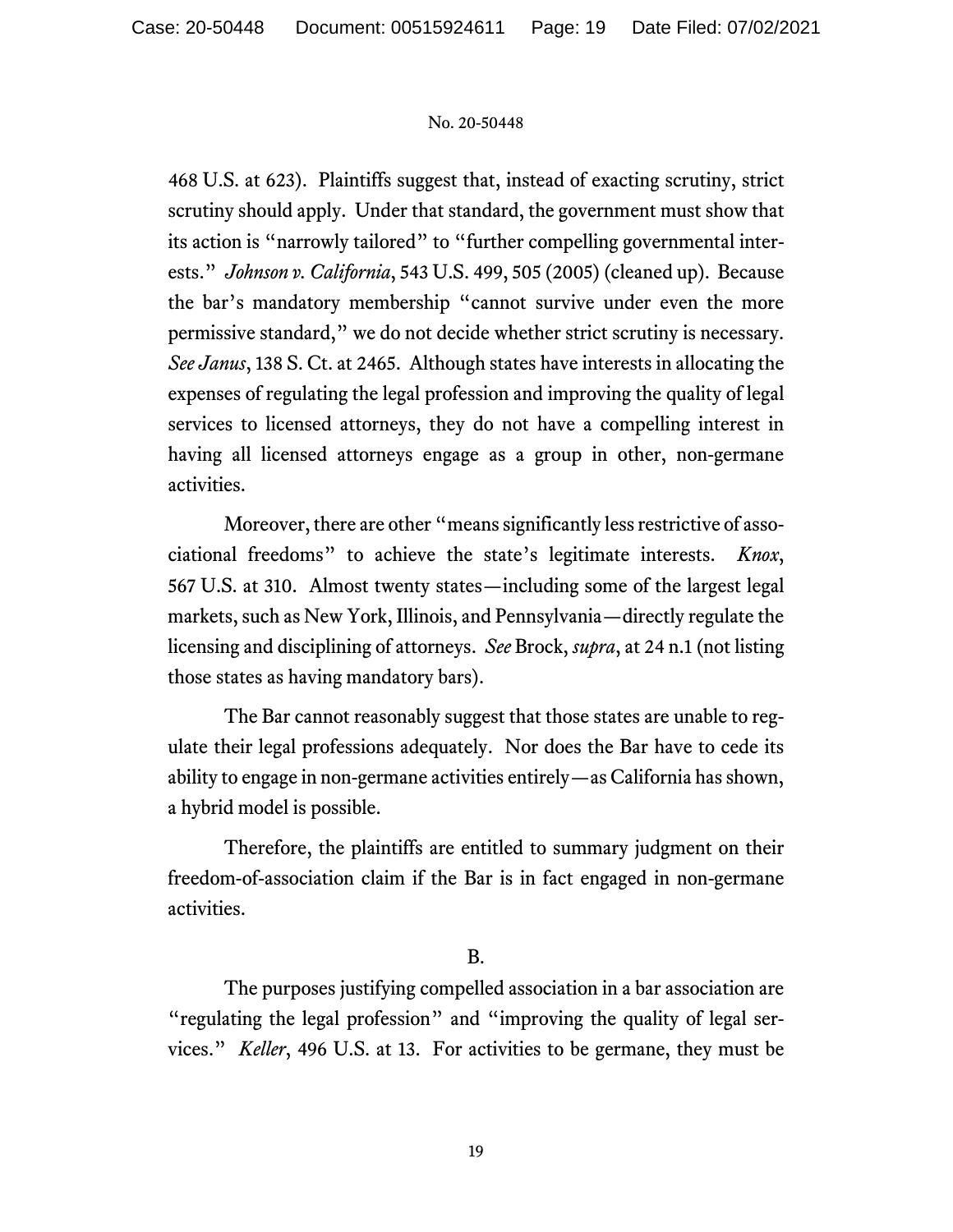468 U.S. at 623). Plaintiffs suggest that, instead of exacting scrutiny, strict scrutiny should apply. Under that standard, the government must show that its action is "narrowly tailored" to "further compelling governmental interests." *Johnson v. California*, 543 U.S. 499, 505 (2005) (cleaned up). Because the bar's mandatory membership "cannot survive under even the more permissive standard," we do not decide whether strict scrutiny is necessary. *See Janus*, 138 S. Ct. at 2465. Although states have interests in allocating the expenses of regulating the legal profession and improving the quality of legal services to licensed attorneys, they do not have a compelling interest in having all licensed attorneys engage as a group in other, non-germane activities.

Moreover, there are other "means significantly less restrictive of associational freedoms" to achieve the state's legitimate interests. *Knox*, 567 U.S. at 310. Almost twenty states—including some of the largest legal markets, such as New York, Illinois, and Pennsylvania—directly regulate the licensing and disciplining of attorneys. *See* Brock, *supra*, at 24 n.1 (not listing those states as having mandatory bars).

The Bar cannot reasonably suggest that those states are unable to regulate their legal professions adequately. Nor does the Bar have to cede its ability to engage in non-germane activities entirely—as California has shown, a hybrid model is possible.

Therefore, the plaintiffs are entitled to summary judgment on their freedom-of-association claim if the Bar is in fact engaged in non-germane activities.

B.

The purposes justifying compelled association in a bar association are "regulating the legal profession" and "improving the quality of legal services." *Keller*, 496 U.S. at 13. For activities to be germane, they must be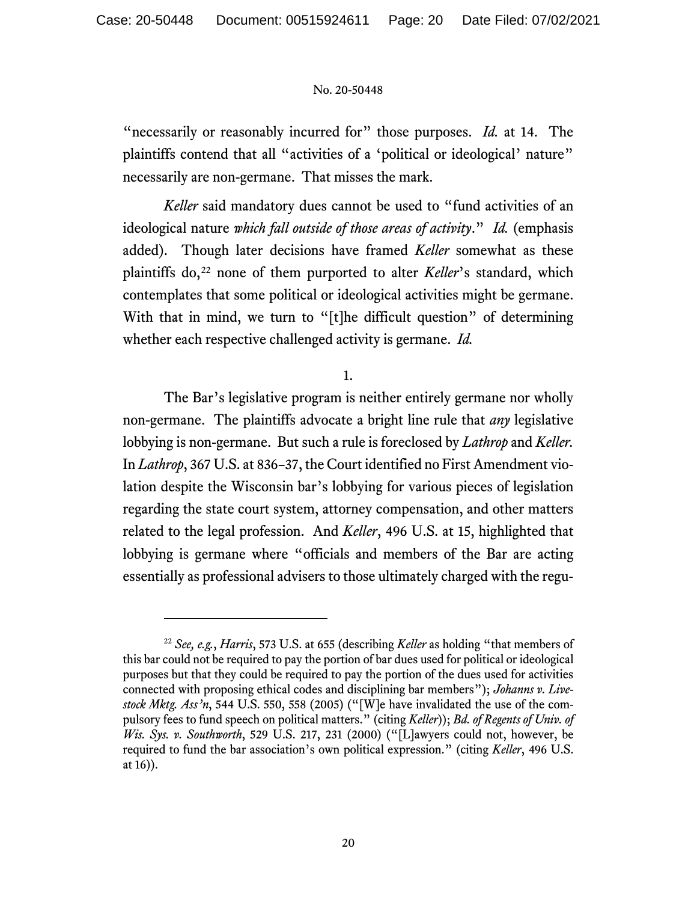"necessarily or reasonably incurred for" those purposes. *Id.* at 14. The plaintiffs contend that all "activities of a 'political or ideological' nature" necessarily are non-germane. That misses the mark.

*Keller* said mandatory dues cannot be used to "fund activities of an ideological nature *which fall outside of those areas of activity*." *Id.* (emphasis added). Though later decisions have framed *Keller* somewhat as these plaintiffs do,[22] none of them purported to alter *Keller*'s standard, which contemplates that some political or ideological activities might be germane. With that in mind, we turn to "[t]he difficult question" of determining whether each respective challenged activity is germane. *Id.*

1.

The Bar's legislative program is neither entirely germane nor wholly non-germane. The plaintiffs advocate a bright line rule that *any* legislative lobbying is non-germane. But such a rule is foreclosed by *Lathrop* and *Keller*. In *Lathrop*, 367 U.S. at 836–37, the Court identified no First Amendment violation despite the Wisconsin bar's lobbying for various pieces of legislation regarding the state court system, attorney compensation, and other matters related to the legal profession. And *Keller*, 496 U.S. at 15, highlighted that lobbying is germane where "officials and members of the Bar are acting essentially as professional advisers to those ultimately charged with the regu-

---

[22] *See, e.g.*, *Harris*, 573 U.S. at 655 (describing *Keller* as holding "that members of this bar could not be required to pay the portion of bar dues used for political or ideological purposes but that they could be required to pay the portion of the dues used for activities connected with proposing ethical codes and disciplining bar members"); *Johanns v. Livestock Mktg. Ass'n*, 544 U.S. 550, 558 (2005) ("[W]e have invalidated the use of the compulsory fees to fund speech on political matters." (citing *Keller*)); *Bd. of Regents of Univ. of Wis. Sys. v. Southworth*, 529 U.S. 217, 231 (2000) ("[L]awyers could not, however, be required to fund the bar association's own political expression." (citing *Keller*, 496 U.S. at 16)).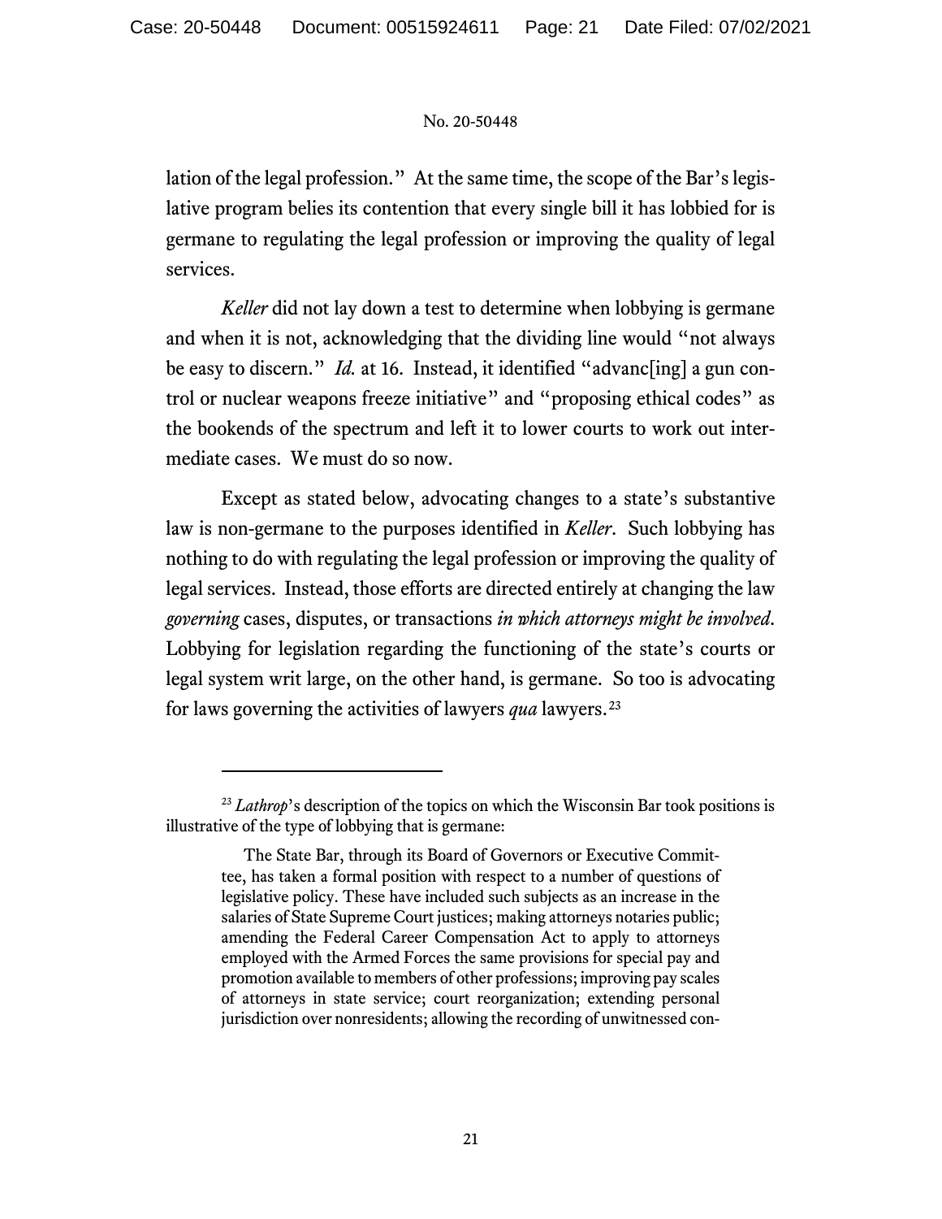lation of the legal profession." At the same time, the scope of the Bar's legislative program belies its contention that every single bill it has lobbied for is germane to regulating the legal profession or improving the quality of legal services.

*Keller* did not lay down a test to determine when lobbying is germane and when it is not, acknowledging that the dividing line would "not always be easy to discern." *Id.* at 16. Instead, it identified "advanc[ing] a gun control or nuclear weapons freeze initiative" and "proposing ethical codes" as the bookends of the spectrum and left it to lower courts to work out intermediate cases. We must do so now.

Except as stated below, advocating changes to a state's substantive law is non-germane to the purposes identified in *Keller*. Such lobbying has nothing to do with regulating the legal profession or improving the quality of legal services. Instead, those efforts are directed entirely at changing the law *governing* cases, disputes, or transactions *in which attorneys might be involved*. Lobbying for legislation regarding the functioning of the state's courts or legal system writ large, on the other hand, is germane. So too is advocating for laws governing the activities of lawyers *qua* lawyers.[23]

---

[23] *Lathrop*'s description of the topics on which the Wisconsin Bar took positions is illustrative of the type of lobbying that is germane:

> The State Bar, through its Board of Governors or Executive Committee, has taken a formal position with respect to a number of questions of legislative policy. These have included such subjects as an increase in the salaries of State Supreme Court justices; making attorneys notaries public; amending the Federal Career Compensation Act to apply to attorneys employed with the Armed Forces the same provisions for special pay and promotion available to members of other professions; improving pay scales of attorneys in state service; court reorganization; extending personal jurisdiction over nonresidents; allowing the recording of unwitnessed con-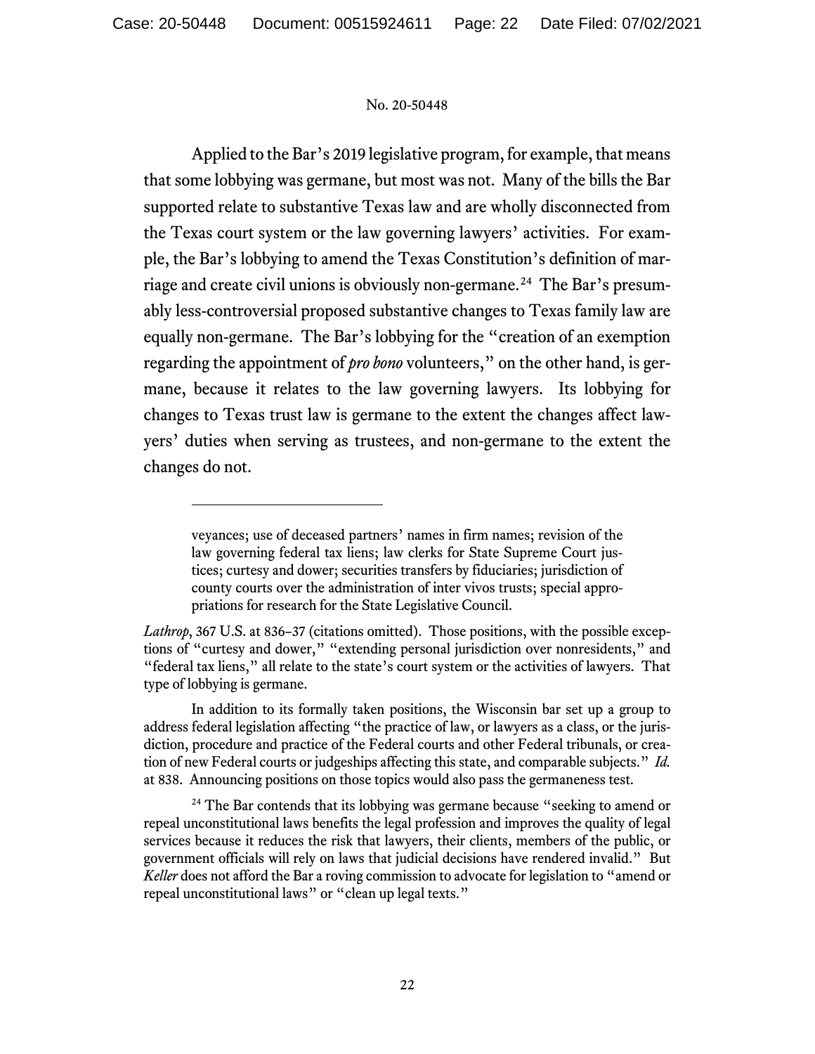Applied to the Bar's 2019 legislative program, for example, that means that some lobbying was germane, but most was not. Many of the bills the Bar supported relate to substantive Texas law and are wholly disconnected from the Texas court system or the law governing lawyers' activities. For example, the Bar's lobbying to amend the Texas Constitution's definition of marriage and create civil unions is obviously non-germane.[24] The Bar's presumably less-controversial proposed substantive changes to Texas family law are equally non-germane. The Bar's lobbying for the "creation of an exemption regarding the appointment of *pro bono* volunteers," on the other hand, is germane, because it relates to the law governing lawyers. Its lobbying for changes to Texas trust law is germane to the extent the changes affect lawyers' duties when serving as trustees, and non-germane to the extent the changes do not.

---

> veyances; use of deceased partners' names in firm names; revision of the law governing federal tax liens; law clerks for State Supreme Court justices; curtesy and dower; securities transfers by fiduciaries; jurisdiction of county courts over the administration of inter vivos trusts; special appropriations for research for the State Legislative Council.

*Lathrop*, 367 U.S. at 836–37 (citations omitted). Those positions, with the possible exceptions of "curtesy and dower," "extending personal jurisdiction over nonresidents," and "federal tax liens," all relate to the state's court system or the activities of lawyers. That type of lobbying is germane.

In addition to its formally taken positions, the Wisconsin bar set up a group to address federal legislation affecting "the practice of law, or lawyers as a class, or the jurisdiction, procedure and practice of the Federal courts and other Federal tribunals, or creation of new Federal courts or judgeships affecting this state, and comparable subjects." *Id.* at 838. Announcing positions on those topics would also pass the germaneness test.

[24] The Bar contends that its lobbying was germane because "seeking to amend or repeal unconstitutional laws benefits the legal profession and improves the quality of legal services because it reduces the risk that lawyers, their clients, members of the public, or government officials will rely on laws that judicial decisions have rendered invalid." But *Keller* does not afford the Bar a roving commission to advocate for legislation to "amend or repeal unconstitutional laws" or "clean up legal texts."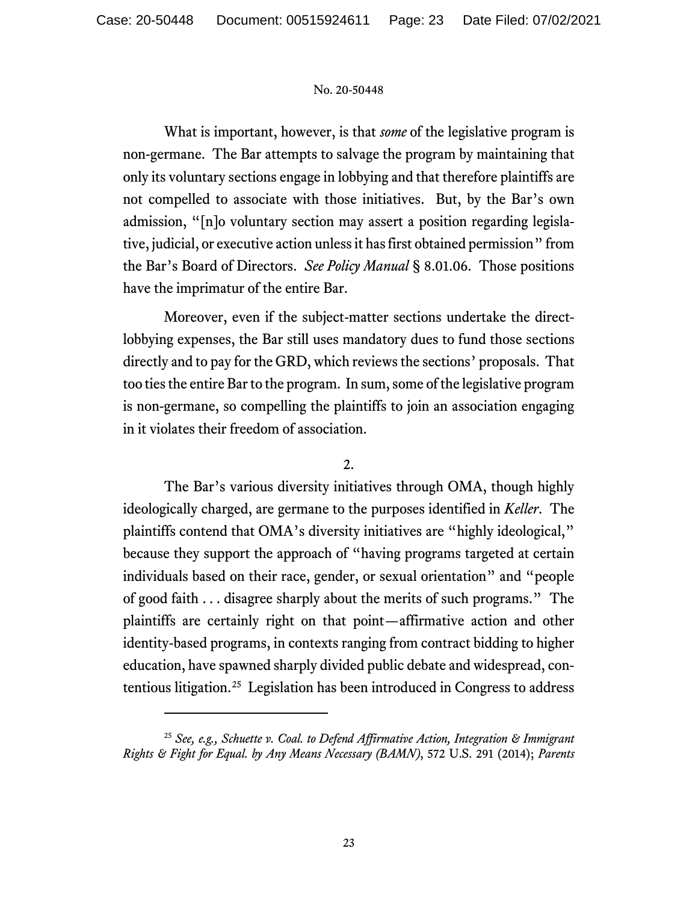What is important, however, is that *some* of the legislative program is non-germane. The Bar attempts to salvage the program by maintaining that only its voluntary sections engage in lobbying and that therefore plaintiffs are not compelled to associate with those initiatives. But, by the Bar's own admission, "[n]o voluntary section may assert a position regarding legislative, judicial, or executive action unless it has first obtained permission" from the Bar's Board of Directors. *See Policy Manual* § 8.01.06. Those positions have the imprimatur of the entire Bar.

Moreover, even if the subject-matter sections undertake the direct-lobbying expenses, the Bar still uses mandatory dues to fund those sections directly and to pay for the GRD, which reviews the sections' proposals. That too ties the entire Bar to the program. In sum, some of the legislative program is non-germane, so compelling the plaintiffs to join an association engaging in it violates their freedom of association.

2.

The Bar's various diversity initiatives through OMA, though highly ideologically charged, are germane to the purposes identified in *Keller*. The plaintiffs contend that OMA's diversity initiatives are "highly ideological," because they support the approach of "having programs targeted at certain individuals based on their race, gender, or sexual orientation" and "people of good faith . . . disagree sharply about the merits of such programs." The plaintiffs are certainly right on that point—affirmative action and other identity-based programs, in contexts ranging from contract bidding to higher education, have spawned sharply divided public debate and widespread, contentious litigation.[25] Legislation has been introduced in Congress to address

[25] *See, e.g., Schuette v. Coal. to Defend Affirmative Action, Integration & Immigrant Rights & Fight for Equal. by Any Means Necessary (BAMN)*, 572 U.S. 291 (2014); *Parents*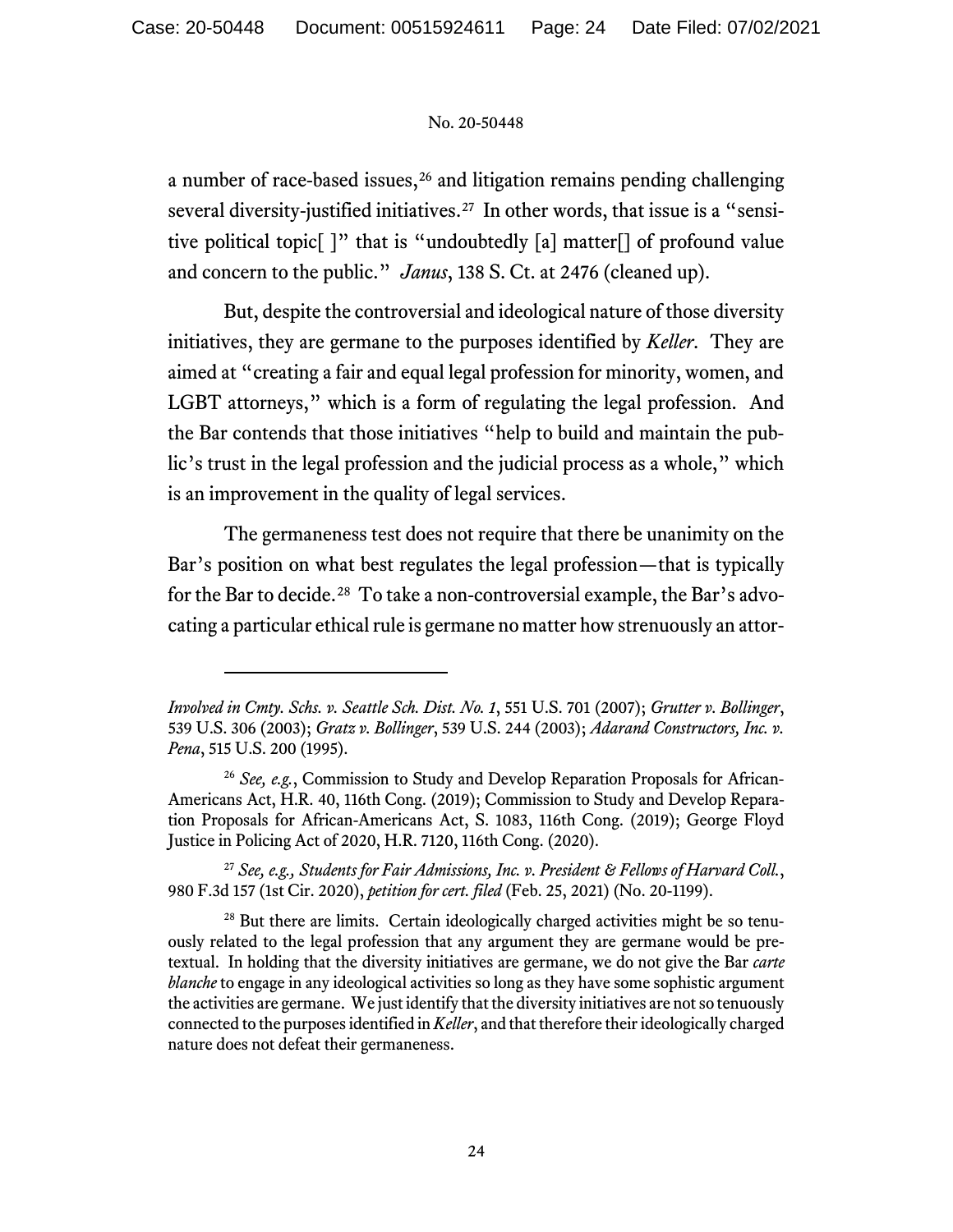a number of race-based issues,[26] and litigation remains pending challenging several diversity-justified initiatives.[27] In other words, that issue is a "sensitive political topic[ ]" that is "undoubtedly [a] matter[] of profound value and concern to the public." *Janus*, 138 S. Ct. at 2476 (cleaned up).

But, despite the controversial and ideological nature of those diversity initiatives, they are germane to the purposes identified by *Keller*. They are aimed at "creating a fair and equal legal profession for minority, women, and LGBT attorneys," which is a form of regulating the legal profession. And the Bar contends that those initiatives "help to build and maintain the public's trust in the legal profession and the judicial process as a whole," which is an improvement in the quality of legal services.

The germaneness test does not require that there be unanimity on the Bar's position on what best regulates the legal profession—that is typically for the Bar to decide.[28] To take a non-controversial example, the Bar's advocating a particular ethical rule is germane no matter how strenuously an attor-

---

*Involved in Cmty. Schs. v. Seattle Sch. Dist. No. 1*, 551 U.S. 701 (2007); *Grutter v. Bollinger*, 539 U.S. 306 (2003); *Gratz v. Bollinger*, 539 U.S. 244 (2003); *Adarand Constructors, Inc. v. Pena*, 515 U.S. 200 (1995).

[26] *See, e.g.*, Commission to Study and Develop Reparation Proposals for African-Americans Act, H.R. 40, 116th Cong. (2019); Commission to Study and Develop Reparation Proposals for African-Americans Act, S. 1083, 116th Cong. (2019); George Floyd Justice in Policing Act of 2020, H.R. 7120, 116th Cong. (2020).

[27] *See, e.g., Students for Fair Admissions, Inc. v. President & Fellows of Harvard Coll.*, 980 F.3d 157 (1st Cir. 2020), *petition for cert. filed* (Feb. 25, 2021) (No. 20-1199).

[28] But there are limits. Certain ideologically charged activities might be so tenuously related to the legal profession that any argument they are germane would be pretextual. In holding that the diversity initiatives are germane, we do not give the Bar *carte blanche* to engage in any ideological activities so long as they have some sophistic argument the activities are germane. We just identify that the diversity initiatives are not so tenuously connected to the purposes identified in *Keller*, and that therefore their ideologically charged nature does not defeat their germaneness.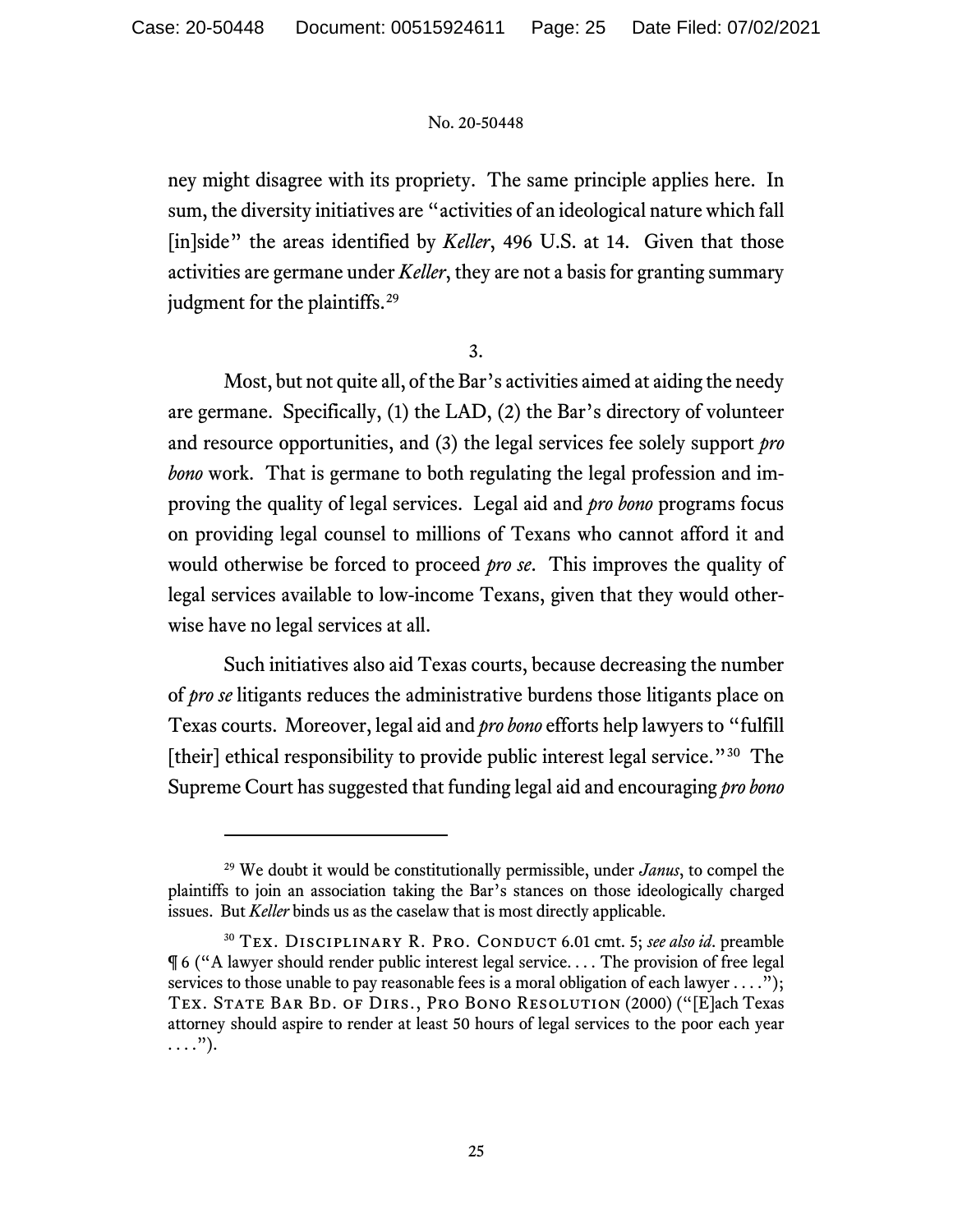ney might disagree with its propriety. The same principle applies here. In sum, the diversity initiatives are "activities of an ideological nature which fall [in]side" the areas identified by *Keller*, 496 U.S. at 14. Given that those activities are germane under *Keller*, they are not a basis for granting summary judgment for the plaintiffs.[29]

3.

Most, but not quite all, of the Bar's activities aimed at aiding the needy are germane. Specifically, (1) the LAD, (2) the Bar's directory of volunteer and resource opportunities, and (3) the legal services fee solely support *pro bono* work. That is germane to both regulating the legal profession and improving the quality of legal services. Legal aid and *pro bono* programs focus on providing legal counsel to millions of Texans who cannot afford it and would otherwise be forced to proceed *pro se*. This improves the quality of legal services available to low-income Texans, given that they would otherwise have no legal services at all.

Such initiatives also aid Texas courts, because decreasing the number of *pro se* litigants reduces the administrative burdens those litigants place on Texas courts. Moreover, legal aid and *pro bono* efforts help lawyers to "fulfill [their] ethical responsibility to provide public interest legal service."[30] The Supreme Court has suggested that funding legal aid and encouraging *pro bono*

---

[29] We doubt it would be constitutionally permissible, under *Janus*, to compel the plaintiffs to join an association taking the Bar's stances on those ideologically charged issues. But *Keller* binds us as the caselaw that is most directly applicable.

[30] Tex. Disciplinary R. Pro. Conduct 6.01 cmt. 5; *see also id*. preamble ¶ 6 ("A lawyer should render public interest legal service. . . . The provision of free legal services to those unable to pay reasonable fees is a moral obligation of each lawyer . . . ."); Tex. State Bar Bd. of Dirs., Pro Bono Resolution (2000) ("[E]ach Texas attorney should aspire to render at least 50 hours of legal services to the poor each year . . . .").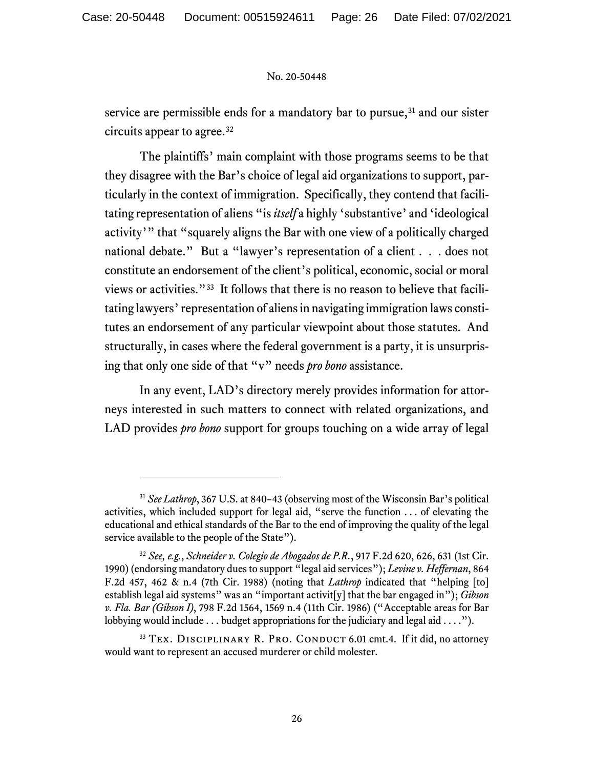service are permissible ends for a mandatory bar to pursue,[31] and our sister circuits appear to agree.[32]

The plaintiffs' main complaint with those programs seems to be that they disagree with the Bar's choice of legal aid organizations to support, particularly in the context of immigration. Specifically, they contend that facilitating representation of aliens "is *itself* a highly 'substantive' and 'ideological activity'" that "squarely aligns the Bar with one view of a politically charged national debate." But a "lawyer's representation of a client . . . does not constitute an endorsement of the client's political, economic, social or moral views or activities."[33] It follows that there is no reason to believe that facilitating lawyers' representation of aliens in navigating immigration laws constitutes an endorsement of any particular viewpoint about those statutes. And structurally, in cases where the federal government is a party, it is unsurprising that only one side of that "v" needs *pro bono* assistance.

In any event, LAD's directory merely provides information for attorneys interested in such matters to connect with related organizations, and LAD provides *pro bono* support for groups touching on a wide array of legal

---

[31] *See Lathrop*, 367 U.S. at 840–43 (observing most of the Wisconsin Bar's political activities, which included support for legal aid, "serve the function . . . of elevating the educational and ethical standards of the Bar to the end of improving the quality of the legal service available to the people of the State").

[32] *See, e.g.*, *Schneider v. Colegio de Abogados de P.R.*, 917 F.2d 620, 626, 631 (1st Cir. 1990) (endorsing mandatory dues to support "legal aid services"); *Levine v. Heffernan*, 864 F.2d 457, 462 & n.4 (7th Cir. 1988) (noting that *Lathrop* indicated that "helping [to] establish legal aid systems" was an "important activit[y] that the bar engaged in"); *Gibson v. Fla. Bar (Gibson I)*, 798 F.2d 1564, 1569 n.4 (11th Cir. 1986) ("Acceptable areas for Bar lobbying would include . . . budget appropriations for the judiciary and legal aid . . . .").

[33] Tex. Disciplinary R. Pro. Conduct 6.01 cmt.4. If it did, no attorney would want to represent an accused murderer or child molester.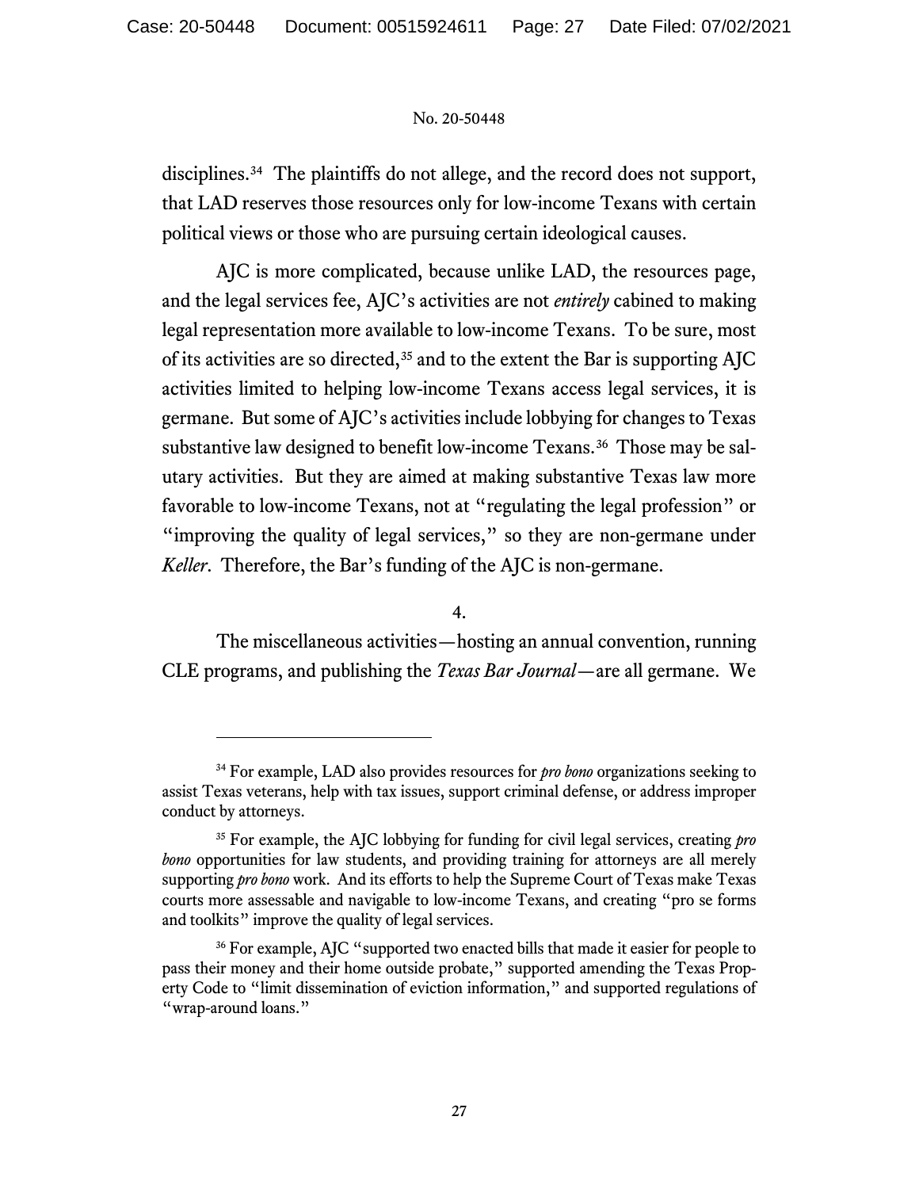disciplines.[34] The plaintiffs do not allege, and the record does not support, that LAD reserves those resources only for low-income Texans with certain political views or those who are pursuing certain ideological causes.

AJC is more complicated, because unlike LAD, the resources page, and the legal services fee, AJC's activities are not *entirely* cabined to making legal representation more available to low-income Texans. To be sure, most of its activities are so directed,[35] and to the extent the Bar is supporting AJC activities limited to helping low-income Texans access legal services, it is germane. But some of AJC's activities include lobbying for changes to Texas substantive law designed to benefit low-income Texans.[36] Those may be salutary activities. But they are aimed at making substantive Texas law more favorable to low-income Texans, not at "regulating the legal profession" or "improving the quality of legal services," so they are non-germane under *Keller*. Therefore, the Bar's funding of the AJC is non-germane.

4.

The miscellaneous activities—hosting an annual convention, running CLE programs, and publishing the *Texas Bar Journal*—are all germane. We

---

[34] For example, LAD also provides resources for *pro bono* organizations seeking to assist Texas veterans, help with tax issues, support criminal defense, or address improper conduct by attorneys.

[35] For example, the AJC lobbying for funding for civil legal services, creating *pro bono* opportunities for law students, and providing training for attorneys are all merely supporting *pro bono* work. And its efforts to help the Supreme Court of Texas make Texas courts more assessable and navigable to low-income Texans, and creating "pro se forms and toolkits" improve the quality of legal services.

[36] For example, AJC "supported two enacted bills that made it easier for people to pass their money and their home outside probate," supported amending the Texas Property Code to "limit dissemination of eviction information," and supported regulations of "wrap-around loans."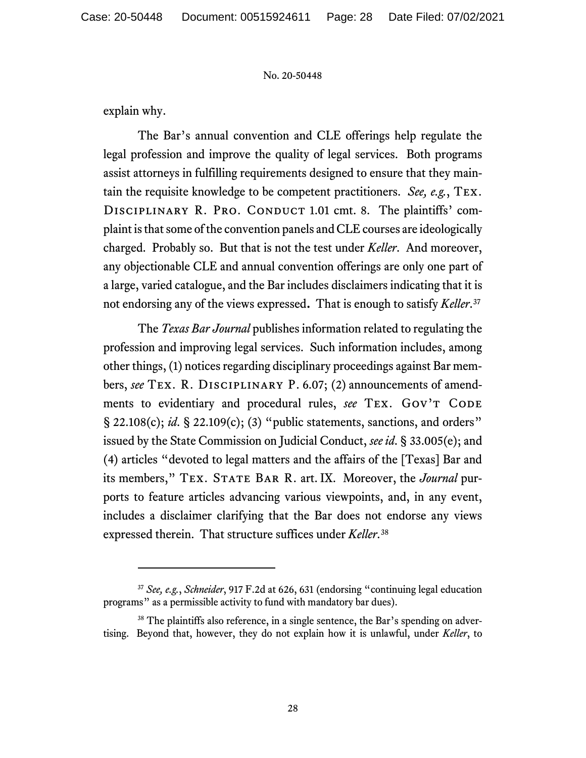explain why.

The Bar's annual convention and CLE offerings help regulate the legal profession and improve the quality of legal services. Both programs assist attorneys in fulfilling requirements designed to ensure that they maintain the requisite knowledge to be competent practitioners. *See, e.g.*, TEX. DISCIPLINARY R. PRO. CONDUCT 1.01 cmt. 8. The plaintiffs' complaint is that some of the convention panels and CLE courses are ideologically charged. Probably so. But that is not the test under *Keller*. And moreover, any objectionable CLE and annual convention offerings are only one part of a large, varied catalogue, and the Bar includes disclaimers indicating that it is not endorsing any of the views expressed. That is enough to satisfy *Keller*.[37]

The *Texas Bar Journal* publishes information related to regulating the profession and improving legal services. Such information includes, among other things, (1) notices regarding disciplinary proceedings against Bar members, *see* TEX. R. DISCIPLINARY P. 6.07; (2) announcements of amendments to evidentiary and procedural rules, *see* TEX. GOV'T CODE § 22.108(c); *id.* § 22.109(c); (3) "public statements, sanctions, and orders" issued by the State Commission on Judicial Conduct, *see id.* § 33.005(e); and (4) articles "devoted to legal matters and the affairs of the [Texas] Bar and its members," TEX. STATE BAR R. art. IX. Moreover, the *Journal* purports to feature articles advancing various viewpoints, and, in any event, includes a disclaimer clarifying that the Bar does not endorse any views expressed therein. That structure suffices under *Keller*.[38]

---

[37] *See, e.g.*, *Schneider*, 917 F.2d at 626, 631 (endorsing "continuing legal education programs" as a permissible activity to fund with mandatory bar dues).

[38] The plaintiffs also reference, in a single sentence, the Bar's spending on advertising. Beyond that, however, they do not explain how it is unlawful, under *Keller*, to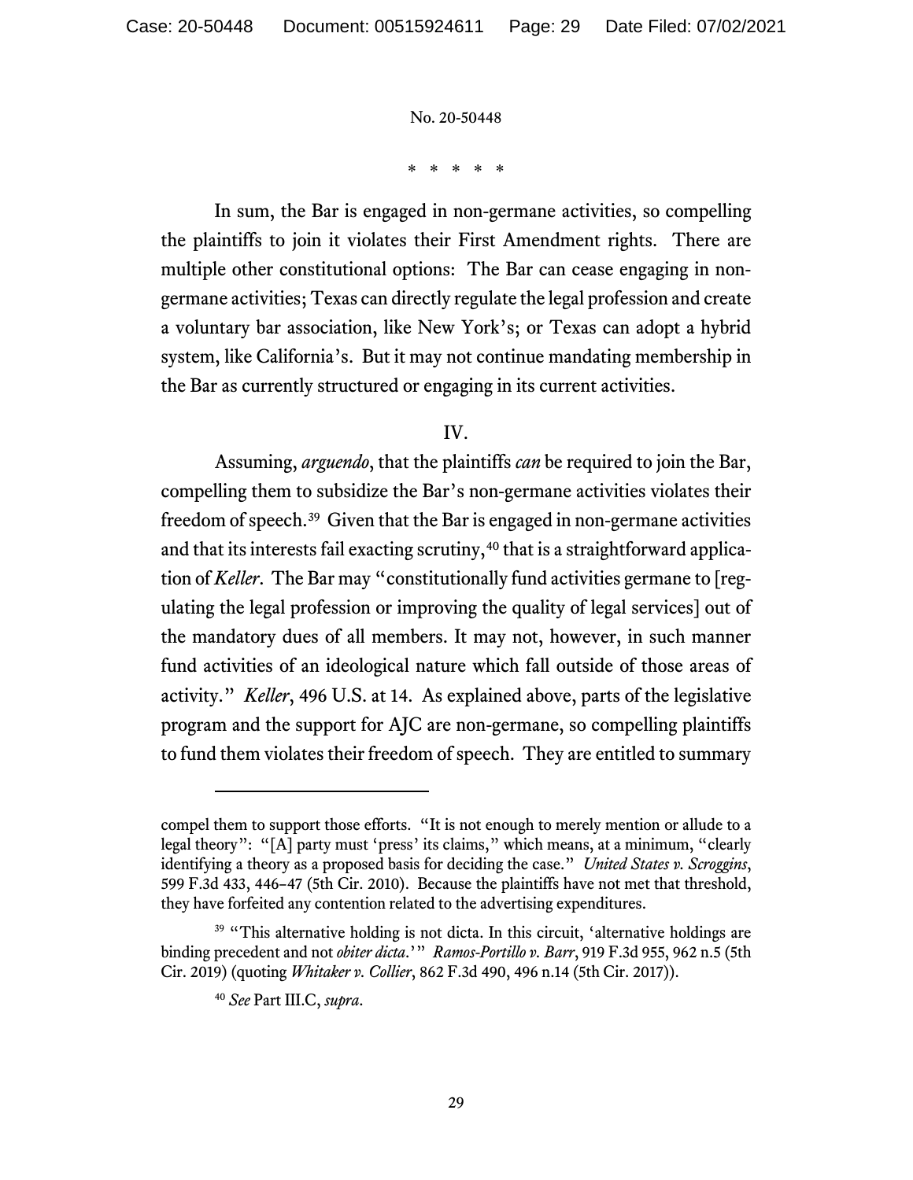\* \* \* \* \*

In sum, the Bar is engaged in non-germane activities, so compelling the plaintiffs to join it violates their First Amendment rights. There are multiple other constitutional options: The Bar can cease engaging in non-germane activities; Texas can directly regulate the legal profession and create a voluntary bar association, like New York's; or Texas can adopt a hybrid system, like California's. But it may not continue mandating membership in the Bar as currently structured or engaging in its current activities.

IV.

Assuming, *arguendo*, that the plaintiffs *can* be required to join the Bar, compelling them to subsidize the Bar's non-germane activities violates their freedom of speech.[39] Given that the Bar is engaged in non-germane activities and that its interests fail exacting scrutiny,[40] that is a straightforward application of *Keller*. The Bar may "constitutionally fund activities germane to [regulating the legal profession or improving the quality of legal services] out of the mandatory dues of all members. It may not, however, in such manner fund activities of an ideological nature which fall outside of those areas of activity." *Keller*, 496 U.S. at 14. As explained above, parts of the legislative program and the support for AJC are non-germane, so compelling plaintiffs to fund them violates their freedom of speech. They are entitled to summary

---

compel them to support those efforts. "It is not enough to merely mention or allude to a legal theory": "[A] party must 'press' its claims," which means, at a minimum, "clearly identifying a theory as a proposed basis for deciding the case." *United States v. Scroggins*, 599 F.3d 433, 446–47 (5th Cir. 2010). Because the plaintiffs have not met that threshold, they have forfeited any contention related to the advertising expenditures.

[39] "This alternative holding is not dicta. In this circuit, 'alternative holdings are binding precedent and not *obiter dicta*.'" *Ramos-Portillo v. Barr*, 919 F.3d 955, 962 n.5 (5th Cir. 2019) (quoting *Whitaker v. Collier*, 862 F.3d 490, 496 n.14 (5th Cir. 2017)).

[40] *See* Part III.C, *supra*.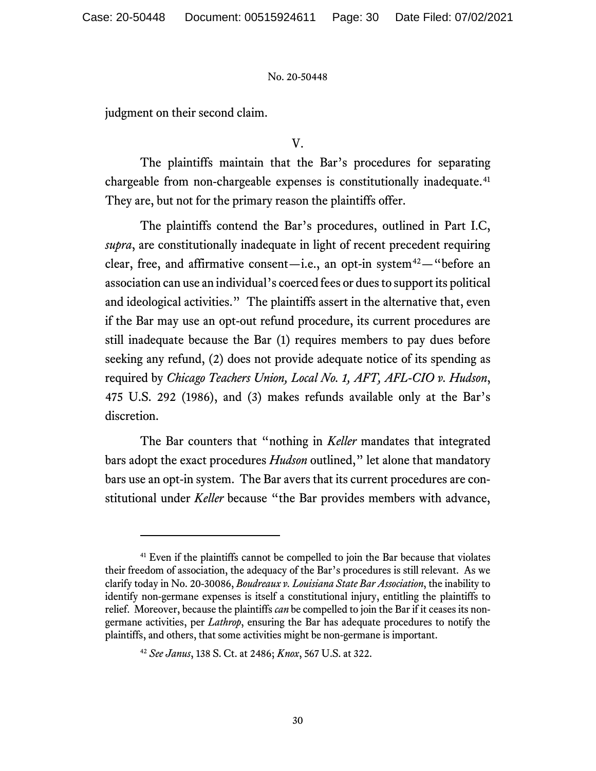judgment on their second claim.

## V.

The plaintiffs maintain that the Bar's procedures for separating chargeable from non-chargeable expenses is constitutionally inadequate.[41] They are, but not for the primary reason the plaintiffs offer.

The plaintiffs contend the Bar's procedures, outlined in Part I.C, *supra*, are constitutionally inadequate in light of recent precedent requiring clear, free, and affirmative consent—i.e., an opt-in system[42]—"before an association can use an individual's coerced fees or dues to support its political and ideological activities." The plaintiffs assert in the alternative that, even if the Bar may use an opt-out refund procedure, its current procedures are still inadequate because the Bar (1) requires members to pay dues before seeking any refund, (2) does not provide adequate notice of its spending as required by *Chicago Teachers Union, Local No. 1, AFT, AFL-CIO v. Hudson*, 475 U.S. 292 (1986), and (3) makes refunds available only at the Bar's discretion.

The Bar counters that "nothing in *Keller* mandates that integrated bars adopt the exact procedures *Hudson* outlined," let alone that mandatory bars use an opt-in system. The Bar avers that its current procedures are constitutional under *Keller* because "the Bar provides members with advance,

---

[41] Even if the plaintiffs cannot be compelled to join the Bar because that violates their freedom of association, the adequacy of the Bar's procedures is still relevant. As we clarify today in No. 20-30086, *Boudreaux v. Louisiana State Bar Association*, the inability to identify non-germane expenses is itself a constitutional injury, entitling the plaintiffs to relief. Moreover, because the plaintiffs *can* be compelled to join the Bar if it ceases its non-germane activities, per *Lathrop*, ensuring the Bar has adequate procedures to notify the plaintiffs, and others, that some activities might be non-germane is important.

[42] *See Janus*, 138 S. Ct. at 2486; *Knox*, 567 U.S. at 322.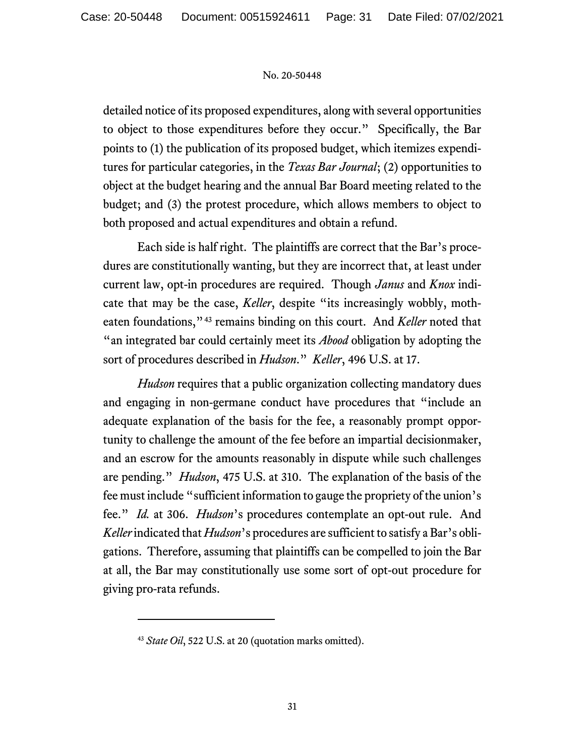detailed notice of its proposed expenditures, along with several opportunities to object to those expenditures before they occur." Specifically, the Bar points to (1) the publication of its proposed budget, which itemizes expenditures for particular categories, in the *Texas Bar Journal*; (2) opportunities to object at the budget hearing and the annual Bar Board meeting related to the budget; and (3) the protest procedure, which allows members to object to both proposed and actual expenditures and obtain a refund.

Each side is half right. The plaintiffs are correct that the Bar's procedures are constitutionally wanting, but they are incorrect that, at least under current law, opt-in procedures are required. Though *Janus* and *Knox* indicate that may be the case, *Keller*, despite "its increasingly wobbly, moth-eaten foundations,"[43] remains binding on this court. And *Keller* noted that "an integrated bar could certainly meet its *Abood* obligation by adopting the sort of procedures described in *Hudson*." *Keller*, 496 U.S. at 17.

*Hudson* requires that a public organization collecting mandatory dues and engaging in non-germane conduct have procedures that "include an adequate explanation of the basis for the fee, a reasonably prompt opportunity to challenge the amount of the fee before an impartial decisionmaker, and an escrow for the amounts reasonably in dispute while such challenges are pending." *Hudson*, 475 U.S. at 310. The explanation of the basis of the fee must include "sufficient information to gauge the propriety of the union's fee." *Id.* at 306. *Hudson*'s procedures contemplate an opt-out rule. And *Keller* indicated that *Hudson*'s procedures are sufficient to satisfy a Bar's obligations. Therefore, assuming that plaintiffs can be compelled to join the Bar at all, the Bar may constitutionally use some sort of opt-out procedure for giving pro-rata refunds.

[43] *State Oil*, 522 U.S. at 20 (quotation marks omitted).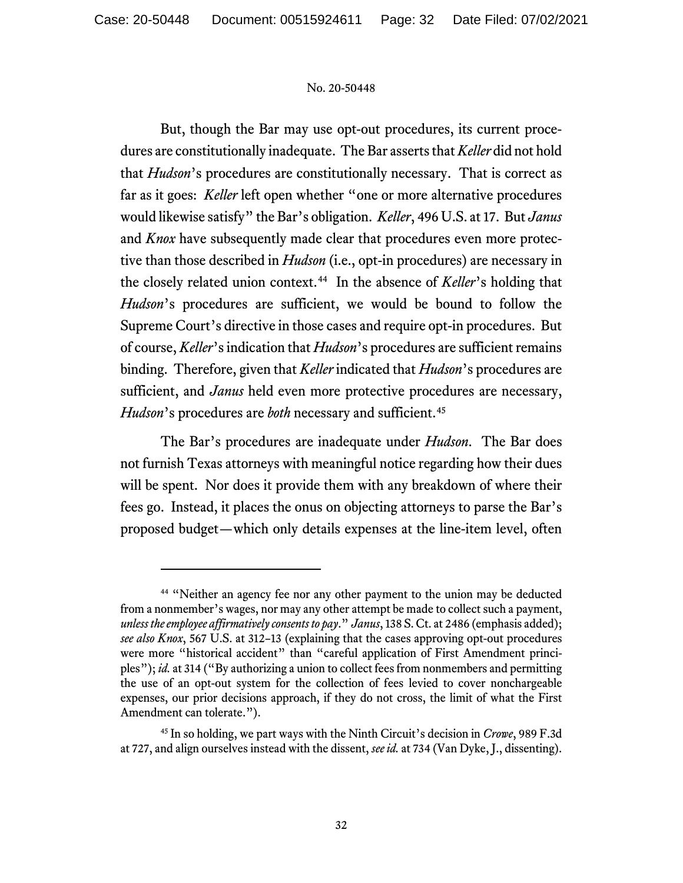But, though the Bar may use opt-out procedures, its current procedures are constitutionally inadequate. The Bar asserts that *Keller* did not hold that *Hudson*'s procedures are constitutionally necessary. That is correct as far as it goes: *Keller* left open whether "one or more alternative procedures would likewise satisfy" the Bar's obligation. *Keller*, 496 U.S. at 17. But *Janus* and *Knox* have subsequently made clear that procedures even more protective than those described in *Hudson* (i.e., opt-in procedures) are necessary in the closely related union context.[44] In the absence of *Keller*'s holding that *Hudson*'s procedures are sufficient, we would be bound to follow the Supreme Court's directive in those cases and require opt-in procedures. But of course, *Keller*'s indication that *Hudson*'s procedures are sufficient remains binding. Therefore, given that *Keller* indicated that *Hudson*'s procedures are sufficient, and *Janus* held even more protective procedures are necessary, *Hudson*'s procedures are *both* necessary and sufficient.[45]

The Bar's procedures are inadequate under *Hudson*. The Bar does not furnish Texas attorneys with meaningful notice regarding how their dues will be spent. Nor does it provide them with any breakdown of where their fees go. Instead, it places the onus on objecting attorneys to parse the Bar's proposed budget—which only details expenses at the line-item level, often

---

[44] "Neither an agency fee nor any other payment to the union may be deducted from a nonmember's wages, nor may any other attempt be made to collect such a payment, *unless the employee affirmatively consents to pay*." *Janus*, 138 S. Ct. at 2486 (emphasis added); *see also Knox*, 567 U.S. at 312–13 (explaining that the cases approving opt-out procedures were more "historical accident" than "careful application of First Amendment principles"); *id.* at 314 ("By authorizing a union to collect fees from nonmembers and permitting the use of an opt-out system for the collection of fees levied to cover nonchargeable expenses, our prior decisions approach, if they do not cross, the limit of what the First Amendment can tolerate.").

[45] In so holding, we part ways with the Ninth Circuit's decision in *Crowe*, 989 F.3d at 727, and align ourselves instead with the dissent, *see id.* at 734 (Van Dyke, J., dissenting).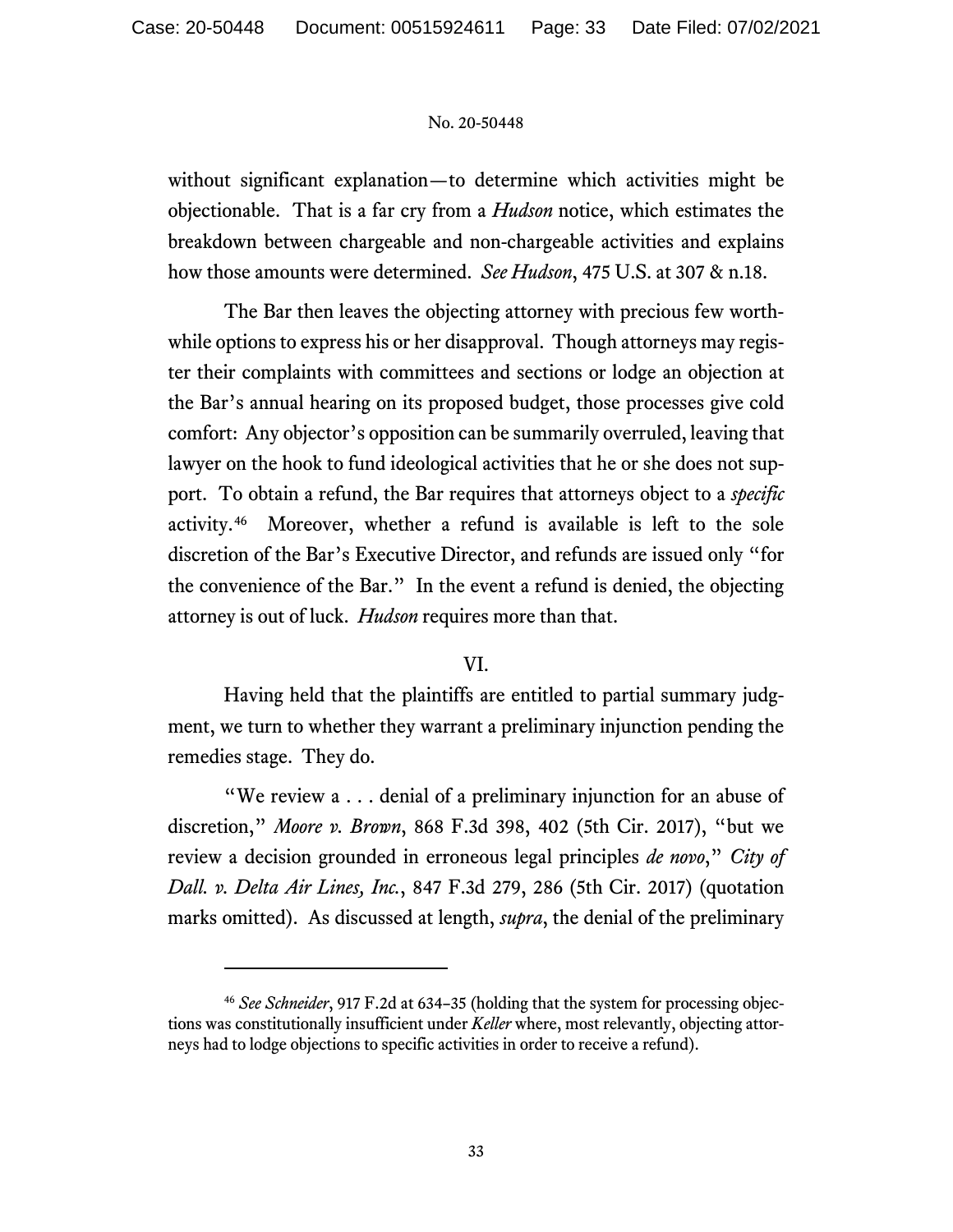without significant explanation—to determine which activities might be objectionable. That is a far cry from a *Hudson* notice, which estimates the breakdown between chargeable and non-chargeable activities and explains how those amounts were determined. *See Hudson*, 475 U.S. at 307 & n.18.

The Bar then leaves the objecting attorney with precious few worthwhile options to express his or her disapproval. Though attorneys may register their complaints with committees and sections or lodge an objection at the Bar's annual hearing on its proposed budget, those processes give cold comfort: Any objector's opposition can be summarily overruled, leaving that lawyer on the hook to fund ideological activities that he or she does not support. To obtain a refund, the Bar requires that attorneys object to a *specific* activity.[46] Moreover, whether a refund is available is left to the sole discretion of the Bar's Executive Director, and refunds are issued only "for the convenience of the Bar." In the event a refund is denied, the objecting attorney is out of luck. *Hudson* requires more than that.

## VI.

Having held that the plaintiffs are entitled to partial summary judgment, we turn to whether they warrant a preliminary injunction pending the remedies stage. They do.

"We review a . . . denial of a preliminary injunction for an abuse of discretion," *Moore v. Brown*, 868 F.3d 398, 402 (5th Cir. 2017), "but we review a decision grounded in erroneous legal principles *de novo*," *City of Dall. v. Delta Air Lines, Inc.*, 847 F.3d 279, 286 (5th Cir. 2017) (quotation marks omitted). As discussed at length, *supra*, the denial of the preliminary

---

[46] *See Schneider*, 917 F.2d at 634–35 (holding that the system for processing objections was constitutionally insufficient under *Keller* where, most relevantly, objecting attorneys had to lodge objections to specific activities in order to receive a refund).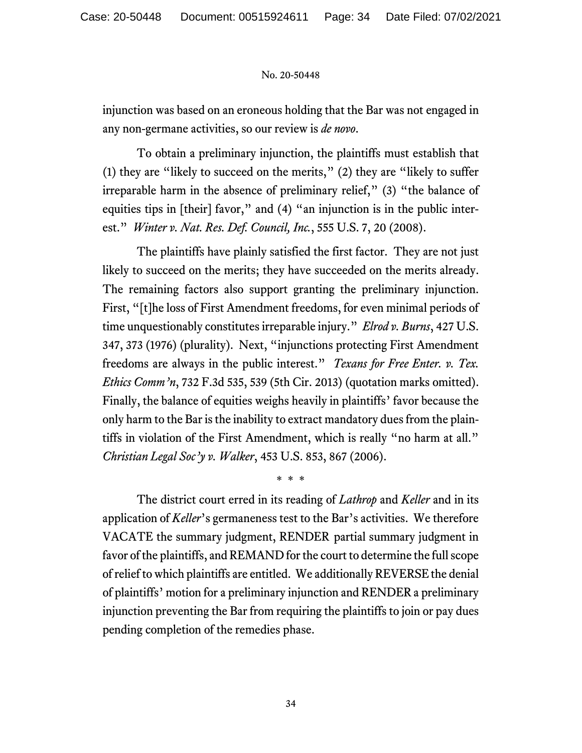injunction was based on an eroneous holding that the Bar was not engaged in any non-germane activities, so our review is *de novo*.

To obtain a preliminary injunction, the plaintiffs must establish that (1) they are "likely to succeed on the merits," (2) they are "likely to suffer irreparable harm in the absence of preliminary relief," (3) "the balance of equities tips in [their] favor," and (4) "an injunction is in the public interest." *Winter v. Nat. Res. Def. Council, Inc.*, 555 U.S. 7, 20 (2008).

The plaintiffs have plainly satisfied the first factor. They are not just likely to succeed on the merits; they have succeeded on the merits already. The remaining factors also support granting the preliminary injunction. First, "[t]he loss of First Amendment freedoms, for even minimal periods of time unquestionably constitutes irreparable injury." *Elrod v. Burns*, 427 U.S. 347, 373 (1976) (plurality). Next, "injunctions protecting First Amendment freedoms are always in the public interest." *Texans for Free Enter. v. Tex. Ethics Comm'n*, 732 F.3d 535, 539 (5th Cir. 2013) (quotation marks omitted). Finally, the balance of equities weighs heavily in plaintiffs' favor because the only harm to the Bar is the inability to extract mandatory dues from the plaintiffs in violation of the First Amendment, which is really "no harm at all." *Christian Legal Soc'y v. Walker*, 453 U.S. 853, 867 (2006).

\* \* \*

The district court erred in its reading of *Lathrop* and *Keller* and in its application of *Keller*'s germaneness test to the Bar's activities. We therefore VACATE the summary judgment, RENDER partial summary judgment in favor of the plaintiffs, and REMAND for the court to determine the full scope of relief to which plaintiffs are entitled. We additionally REVERSE the denial of plaintiffs' motion for a preliminary injunction and RENDER a preliminary injunction preventing the Bar from requiring the plaintiffs to join or pay dues pending completion of the remedies phase.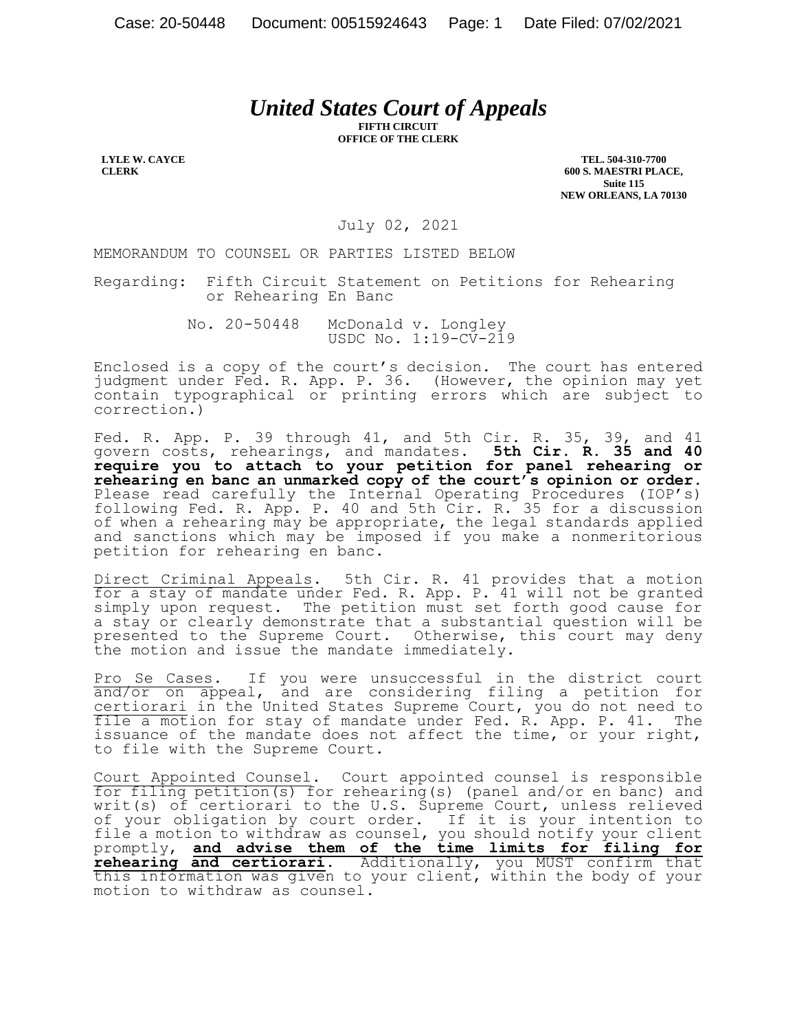# *United States Court of Appeals*

**FIFTH CIRCUIT**
**OFFICE OF THE CLERK**

**LYLE W. CAYCE**
**CLERK**

**TEL. 504-310-7700**
**600 S. MAESTRI PLACE,**
**Suite 115**
**NEW ORLEANS, LA 70130**

July 02, 2021

MEMORANDUM TO COUNSEL OR PARTIES LISTED BELOW

Regarding: Fifth Circuit Statement on Petitions for Rehearing or Rehearing En Banc

No. 20-50448 McDonald v. Longley
USDC No. 1:19-CV-219

Enclosed is a copy of the court's decision. The court has entered judgment under Fed. R. App. P. 36. (However, the opinion may yet contain typographical or printing errors which are subject to correction.)

Fed. R. App. P. 39 through 41, and 5th Cir. R. 35, 39, and 41 govern costs, rehearings, and mandates. **5th Cir. R. 35 and 40 require you to attach to your petition for panel rehearing or rehearing en banc an unmarked copy of the court's opinion or order.** Please read carefully the Internal Operating Procedures (IOP's) following Fed. R. App. P. 40 and 5th Cir. R. 35 for a discussion of when a rehearing may be appropriate, the legal standards applied and sanctions which may be imposed if you make a nonmeritorious petition for rehearing en banc.

Direct Criminal Appeals. 5th Cir. R. 41 provides that a motion for a stay of mandate under Fed. R. App. P. 41 will not be granted simply upon request. The petition must set forth good cause for a stay or clearly demonstrate that a substantial question will be presented to the Supreme Court. Otherwise, this court may deny the motion and issue the mandate immediately.

Pro Se Cases. If you were unsuccessful in the district court and/or on appeal, and are considering filing a petition for certiorari in the United States Supreme Court, you do not need to file a motion for stay of mandate under Fed. R. App. P. 41. The issuance of the mandate does not affect the time, or your right, to file with the Supreme Court.

Court Appointed Counsel. Court appointed counsel is responsible for filing petition(s) for rehearing(s) (panel and/or en banc) and writ(s) of certiorari to the U.S. Supreme Court, unless relieved of your obligation by court order. If it is your intention to file a motion to withdraw as counsel, you should notify your client promptly, **and advise them of the time limits for filing for rehearing and certiorari**. Additionally, you MUST confirm that this information was given to your client, within the body of your motion to withdraw as counsel.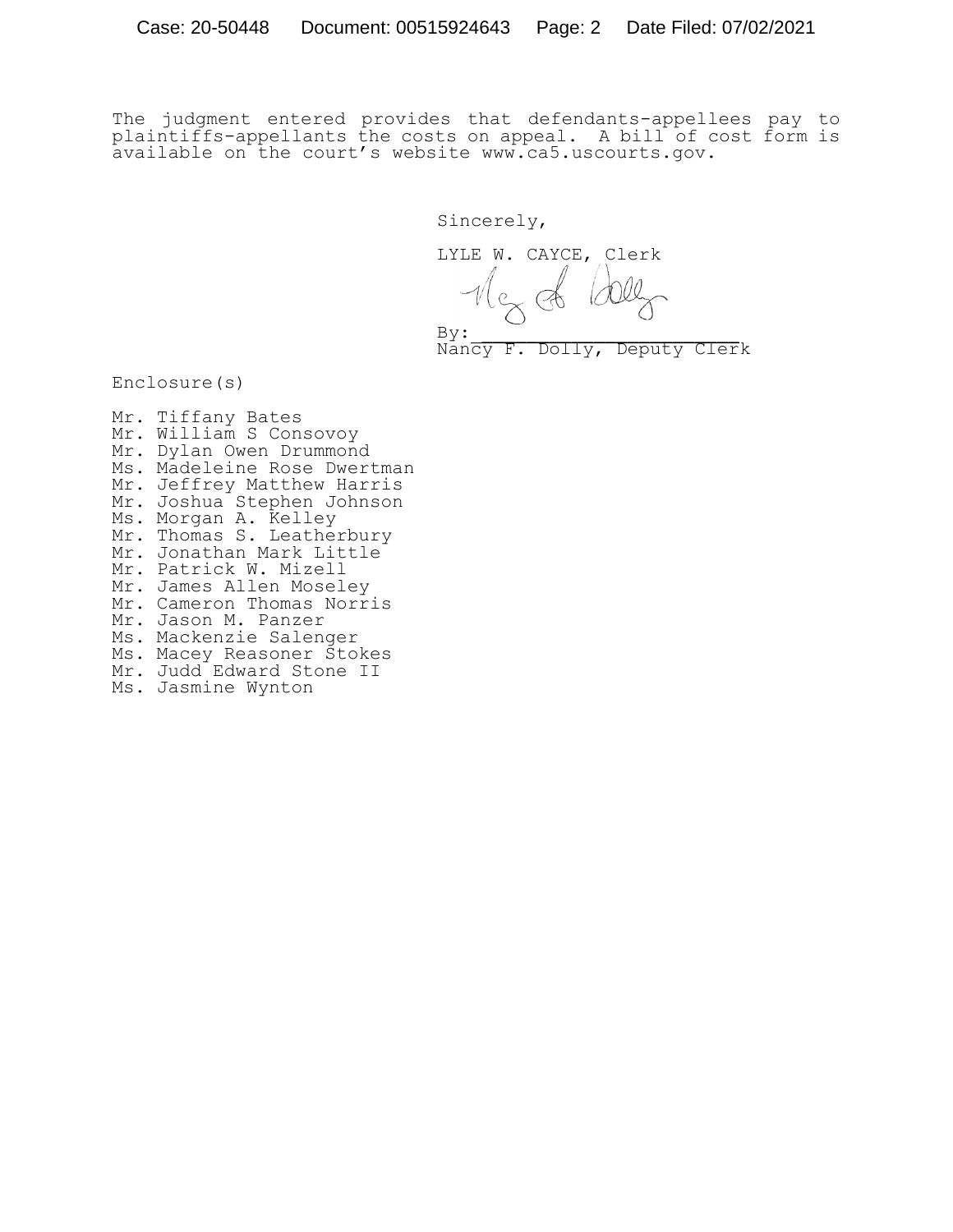The judgment entered provides that defendants-appellees pay to plaintiffs-appellants the costs on appeal. A bill of cost form is available on the court's website www.ca5.uscourts.gov.

Sincerely,

LYLE W. CAYCE, Clerk

By: \_\_\_\_\_\_\_\_\_\_\_\_\_\_\_\_\_\_\_\_\_\_\_\_
Nancy F. Dolly, Deputy Clerk

Enclosure(s)

Mr. Tiffany Bates
Mr. William S Consovoy
Mr. Dylan Owen Drummond
Ms. Madeleine Rose Dwertman
Mr. Jeffrey Matthew Harris
Mr. Joshua Stephen Johnson
Ms. Morgan A. Kelley
Mr. Thomas S. Leatherbury
Mr. Jonathan Mark Little
Mr. Patrick W. Mizell
Mr. James Allen Moseley
Mr. Cameron Thomas Norris
Mr. Jason M. Panzer
Ms. Mackenzie Salenger
Ms. Macey Reasoner Stokes
Mr. Judd Edward Stone II
Ms. Jasmine Wynton